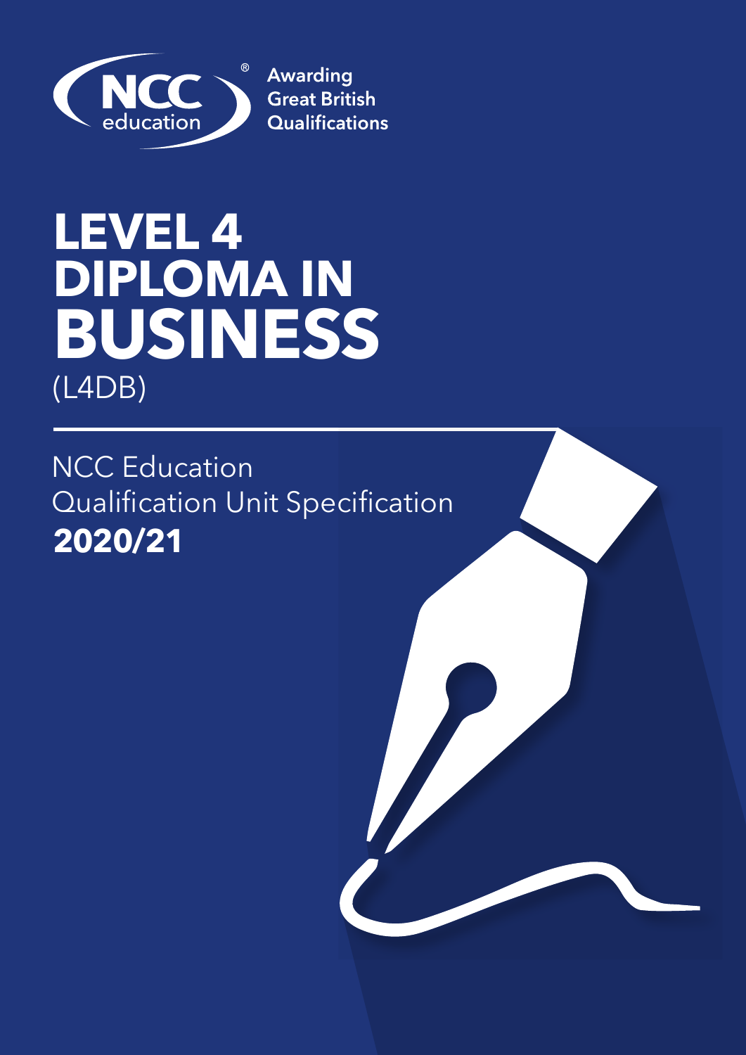NCC education®

Awarding Great British Qualifications

# LEVEL 4 DIPLOMA IN BUSINESS

(L4DB)

NCC Education
Qualification Unit Specification
**2020/21**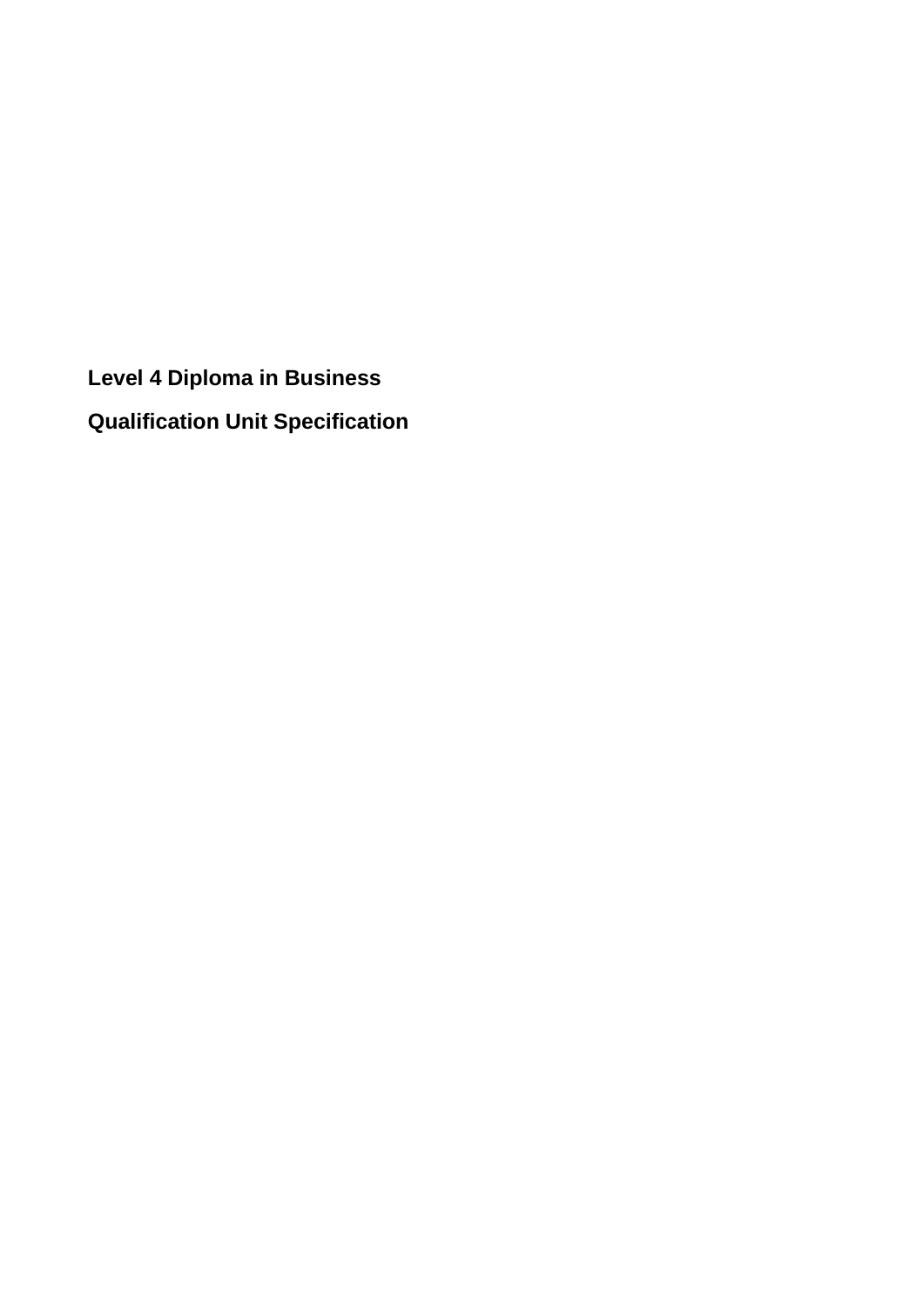**Level 4 Diploma in Business**

**Qualification Unit Specification**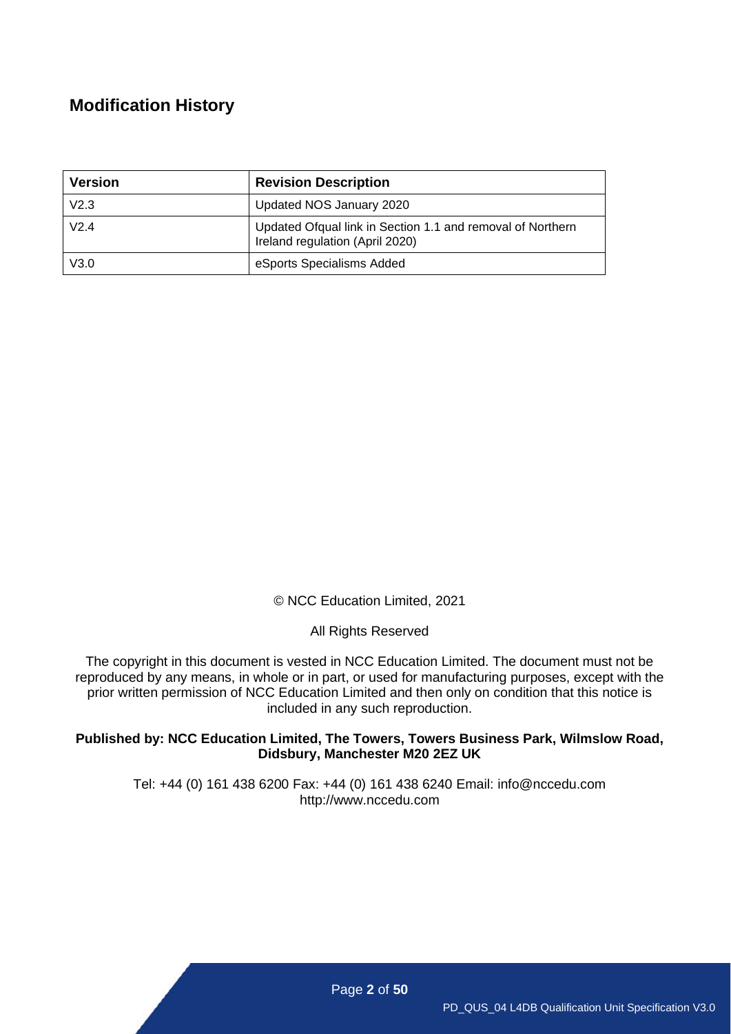## Modification History

| Version | Revision Description |
|---|---|
| V2.3 | Updated NOS January 2020 |
| V2.4 | Updated Ofqual link in Section 1.1 and removal of Northern Ireland regulation (April 2020) |
| V3.0 | eSports Specialisms Added |

© NCC Education Limited, 2021

All Rights Reserved

The copyright in this document is vested in NCC Education Limited. The document must not be reproduced by any means, in whole or in part, or used for manufacturing purposes, except with the prior written permission of NCC Education Limited and then only on condition that this notice is included in any such reproduction.

**Published by: NCC Education Limited, The Towers, Towers Business Park, Wilmslow Road, Didsbury, Manchester M20 2EZ UK**

Tel: +44 (0) 161 438 6200 Fax: +44 (0) 161 438 6240 Email: info@nccedu.com
http://www.nccedu.com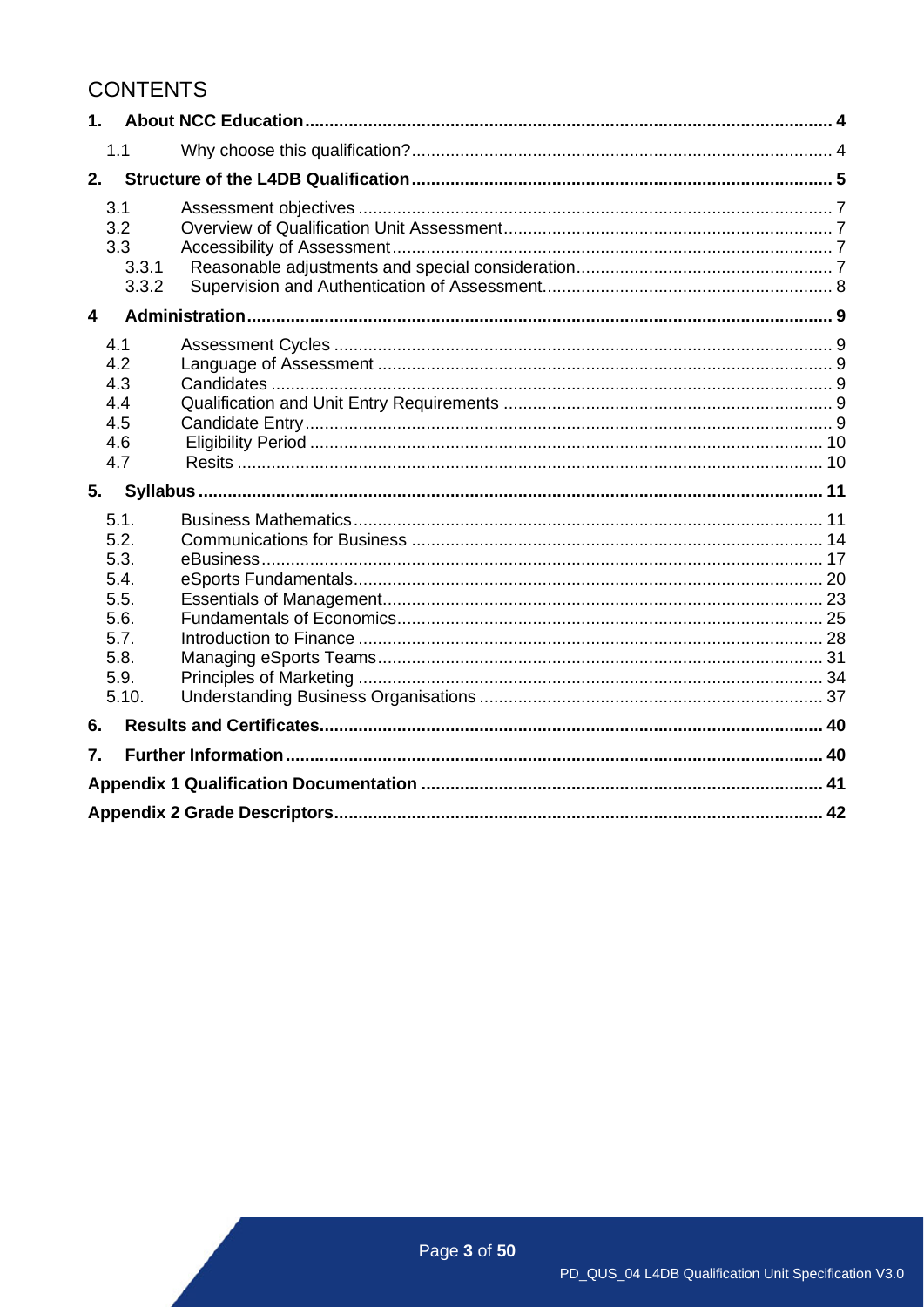# CONTENTS

| | | |
|---|---|---|
| **1.** | **About NCC Education** | **4** |
| 1.1 | Why choose this qualification? | 4 |
| **2.** | **Structure of the L4DB Qualification** | **5** |
| 3.1 | Assessment objectives | 7 |
| 3.2 | Overview of Qualification Unit Assessment | 7 |
| 3.3 | Accessibility of Assessment | 7 |
| 3.3.1 | Reasonable adjustments and special consideration | 7 |
| 3.3.2 | Supervision and Authentication of Assessment | 8 |
| **4** | **Administration** | **9** |
| 4.1 | Assessment Cycles | 9 |
| 4.2 | Language of Assessment | 9 |
| 4.3 | Candidates | 9 |
| 4.4 | Qualification and Unit Entry Requirements | 9 |
| 4.5 | Candidate Entry | 9 |
| 4.6 | Eligibility Period | 10 |
| 4.7 | Resits | 10 |
| **5.** | **Syllabus** | **11** |
| 5.1. | Business Mathematics | 11 |
| 5.2. | Communications for Business | 14 |
| 5.3. | eBusiness | 17 |
| 5.4. | eSports Fundamentals | 20 |
| 5.5. | Essentials of Management | 23 |
| 5.6. | Fundamentals of Economics | 25 |
| 5.7. | Introduction to Finance | 28 |
| 5.8. | Managing eSports Teams | 31 |
| 5.9. | Principles of Marketing | 34 |
| 5.10. | Understanding Business Organisations | 37 |
| **6.** | **Results and Certificates** | **40** |
| **7.** | **Further Information** | **40** |
| **Appendix 1 Qualification Documentation** | | **41** |
| **Appendix 2 Grade Descriptors** | | **42** |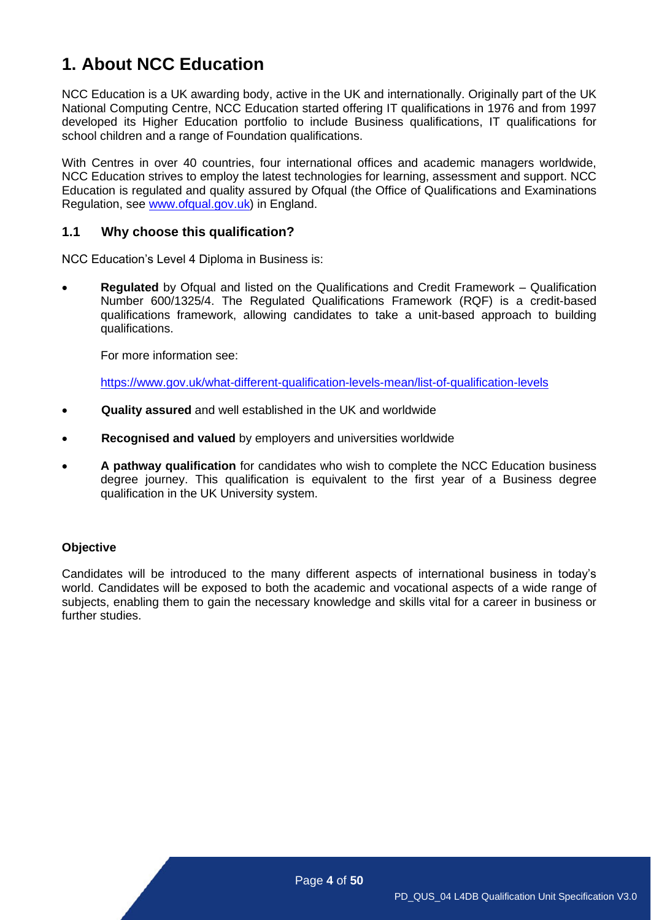# 1. About NCC Education

NCC Education is a UK awarding body, active in the UK and internationally. Originally part of the UK National Computing Centre, NCC Education started offering IT qualifications in 1976 and from 1997 developed its Higher Education portfolio to include Business qualifications, IT qualifications for school children and a range of Foundation qualifications.

With Centres in over 40 countries, four international offices and academic managers worldwide, NCC Education strives to employ the latest technologies for learning, assessment and support. NCC Education is regulated and quality assured by Ofqual (the Office of Qualifications and Examinations Regulation, see [www.ofqual.gov.uk](http://www.ofqual.gov.uk)) in England.

## 1.1 Why choose this qualification?

NCC Education's Level 4 Diploma in Business is:

- **Regulated** by Ofqual and listed on the Qualifications and Credit Framework – Qualification Number 600/1325/4. The Regulated Qualifications Framework (RQF) is a credit-based qualifications framework, allowing candidates to take a unit-based approach to building qualifications.

  For more information see:

  https://www.gov.uk/what-different-qualification-levels-mean/list-of-qualification-levels

- **Quality assured** and well established in the UK and worldwide
- **Recognised and valued** by employers and universities worldwide
- **A pathway qualification** for candidates who wish to complete the NCC Education business degree journey. This qualification is equivalent to the first year of a Business degree qualification in the UK University system.

**Objective**

Candidates will be introduced to the many different aspects of international business in today's world. Candidates will be exposed to both the academic and vocational aspects of a wide range of subjects, enabling them to gain the necessary knowledge and skills vital for a career in business or further studies.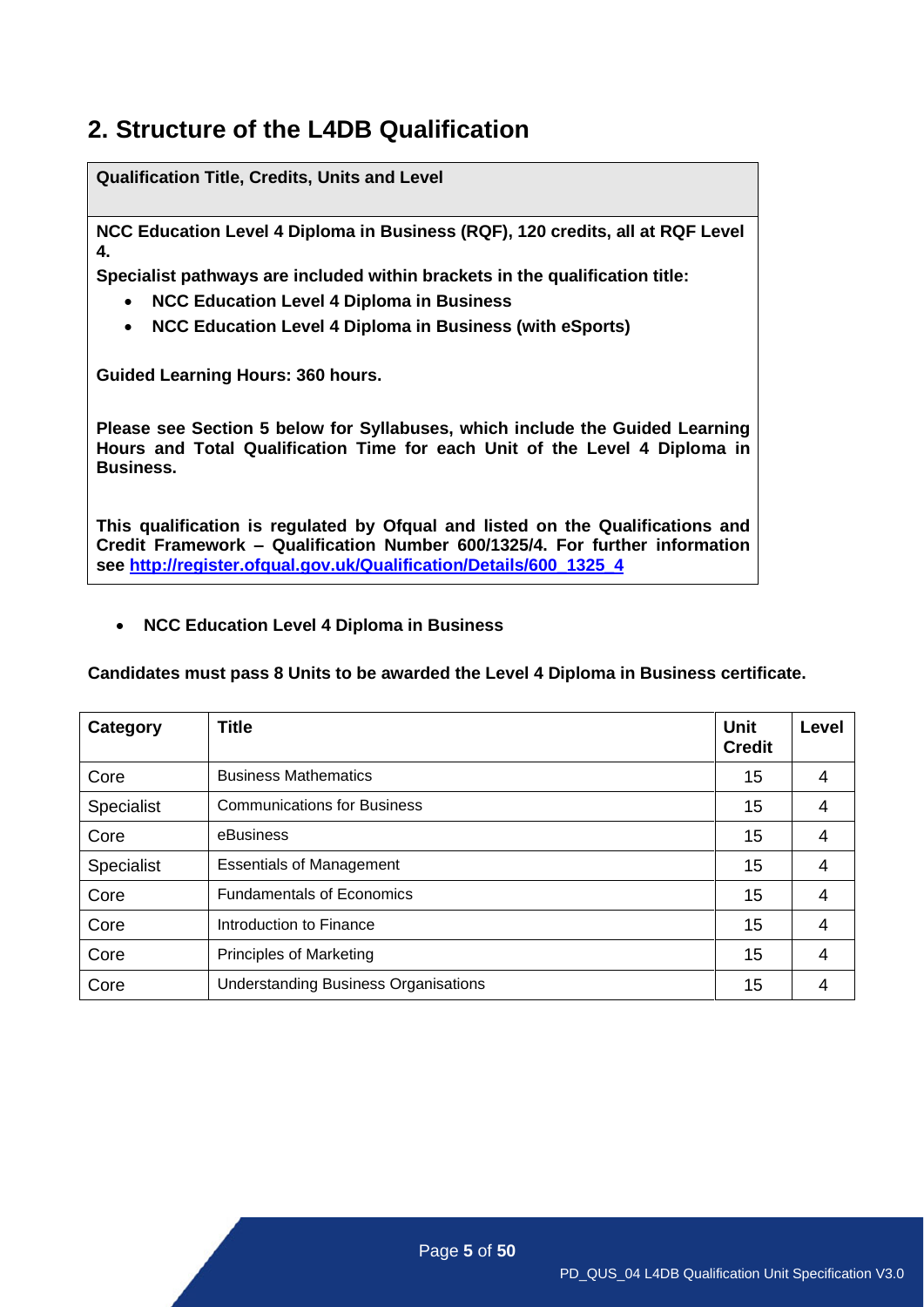## 2. Structure of the L4DB Qualification

| Qualification Title, Credits, Units and Level |
|---|
| **NCC Education Level 4 Diploma in Business (RQF), 120 credits, all at RQF Level 4.**<br><br>**Specialist pathways are included within brackets in the qualification title:**<br>- **NCC Education Level 4 Diploma in Business**<br>- **NCC Education Level 4 Diploma in Business (with eSports)**<br><br>**Guided Learning Hours: 360 hours.**<br><br>**Please see Section 5 below for Syllabuses, which include the Guided Learning Hours and Total Qualification Time for each Unit of the Level 4 Diploma in Business.**<br><br>**This qualification is regulated by Ofqual and listed on the Qualifications and Credit Framework – Qualification Number 600/1325/4. For further information see [http://register.ofqual.gov.uk/Qualification/Details/600_1325_4](http://register.ofqual.gov.uk/Qualification/Details/600_1325_4)** |

- **NCC Education Level 4 Diploma in Business**

**Candidates must pass 8 Units to be awarded the Level 4 Diploma in Business certificate.**

| Category | Title | Unit Credit | Level |
|---|---|---|---|
| Core | Business Mathematics | 15 | 4 |
| Specialist | Communications for Business | 15 | 4 |
| Core | eBusiness | 15 | 4 |
| Specialist | Essentials of Management | 15 | 4 |
| Core | Fundamentals of Economics | 15 | 4 |
| Core | Introduction to Finance | 15 | 4 |
| Core | Principles of Marketing | 15 | 4 |
| Core | Understanding Business Organisations | 15 | 4 |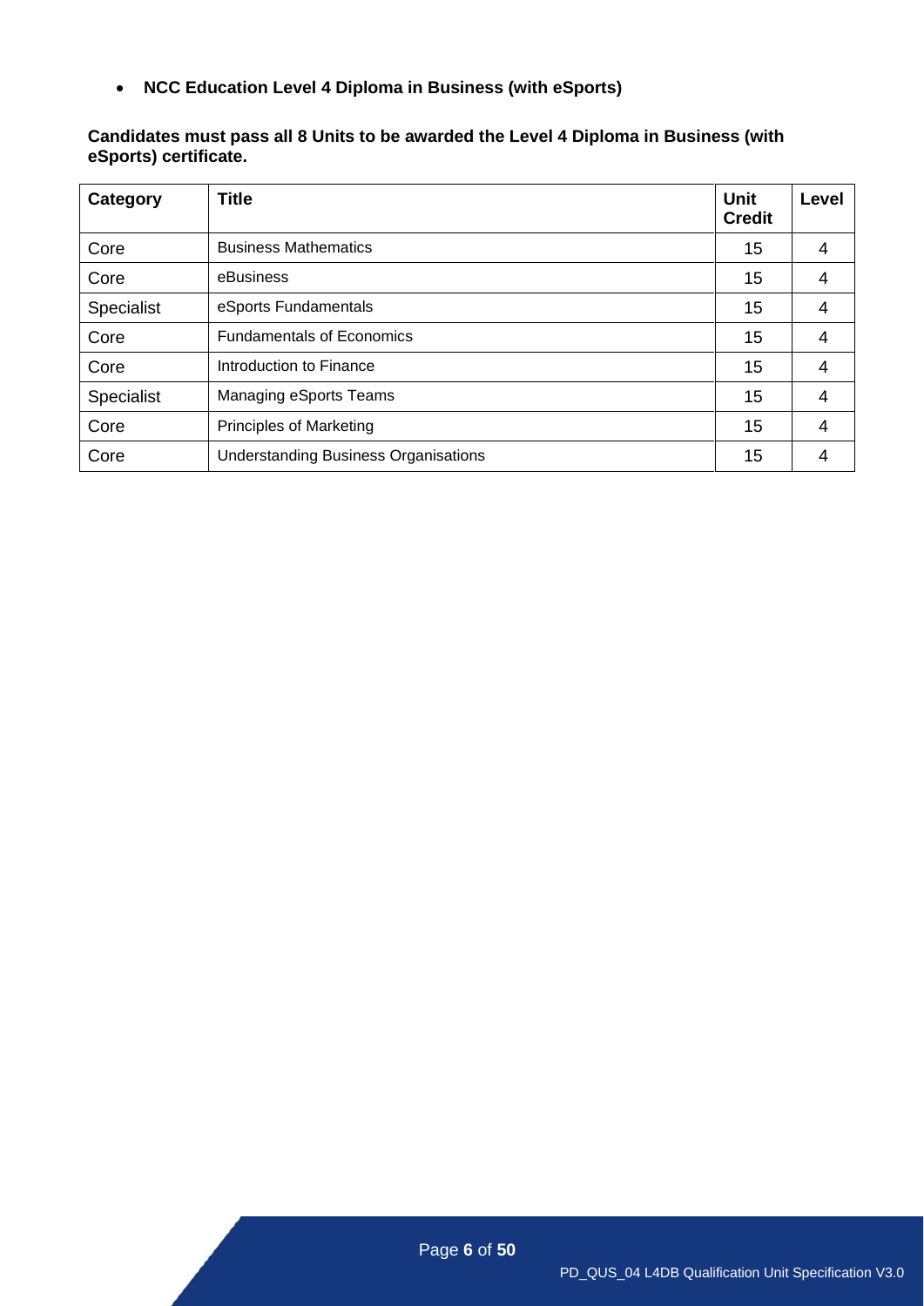- **NCC Education Level 4 Diploma in Business (with eSports)**

**Candidates must pass all 8 Units to be awarded the Level 4 Diploma in Business (with eSports) certificate.**

| Category | Title | Unit Credit | Level |
|---|---|---|---|
| Core | Business Mathematics | 15 | 4 |
| Core | eBusiness | 15 | 4 |
| Specialist | eSports Fundamentals | 15 | 4 |
| Core | Fundamentals of Economics | 15 | 4 |
| Core | Introduction to Finance | 15 | 4 |
| Specialist | Managing eSports Teams | 15 | 4 |
| Core | Principles of Marketing | 15 | 4 |
| Core | Understanding Business Organisations | 15 | 4 |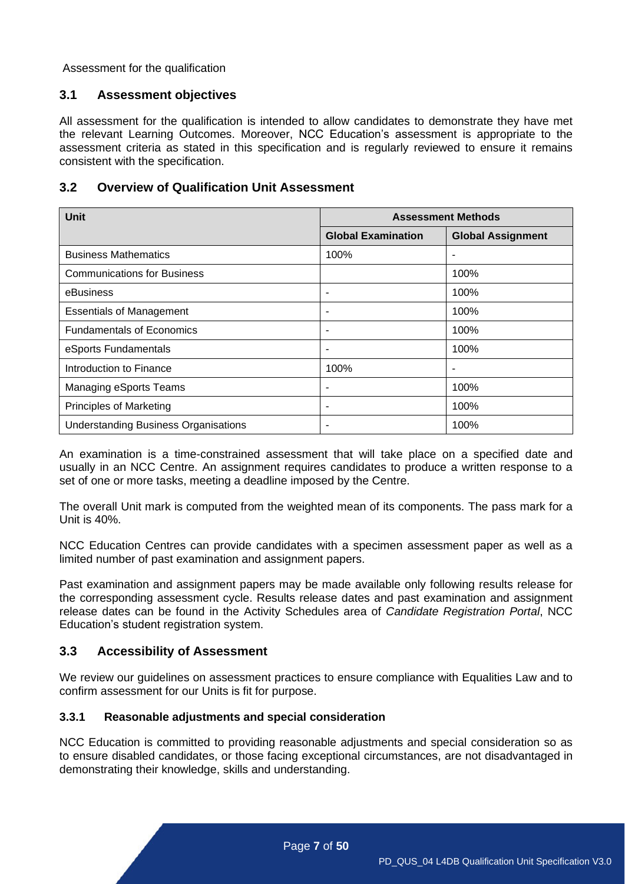Assessment for the qualification

## 3.1 Assessment objectives

All assessment for the qualification is intended to allow candidates to demonstrate they have met the relevant Learning Outcomes. Moreover, NCC Education's assessment is appropriate to the assessment criteria as stated in this specification and is regularly reviewed to ensure it remains consistent with the specification.

## 3.2 Overview of Qualification Unit Assessment

| Unit | Assessment Methods | |
|---|---|---|
| | **Global Examination** | **Global Assignment** |
| Business Mathematics | 100% | - |
| Communications for Business | | 100% |
| eBusiness | - | 100% |
| Essentials of Management | - | 100% |
| Fundamentals of Economics | - | 100% |
| eSports Fundamentals | - | 100% |
| Introduction to Finance | 100% | - |
| Managing eSports Teams | - | 100% |
| Principles of Marketing | - | 100% |
| Understanding Business Organisations | - | 100% |

An examination is a time-constrained assessment that will take place on a specified date and usually in an NCC Centre. An assignment requires candidates to produce a written response to a set of one or more tasks, meeting a deadline imposed by the Centre.

The overall Unit mark is computed from the weighted mean of its components. The pass mark for a Unit is 40%.

NCC Education Centres can provide candidates with a specimen assessment paper as well as a limited number of past examination and assignment papers.

Past examination and assignment papers may be made available only following results release for the corresponding assessment cycle. Results release dates and past examination and assignment release dates can be found in the Activity Schedules area of *Candidate Registration Portal*, NCC Education's student registration system.

## 3.3 Accessibility of Assessment

We review our guidelines on assessment practices to ensure compliance with Equalities Law and to confirm assessment for our Units is fit for purpose.

### 3.3.1 Reasonable adjustments and special consideration

NCC Education is committed to providing reasonable adjustments and special consideration so as to ensure disabled candidates, or those facing exceptional circumstances, are not disadvantaged in demonstrating their knowledge, skills and understanding.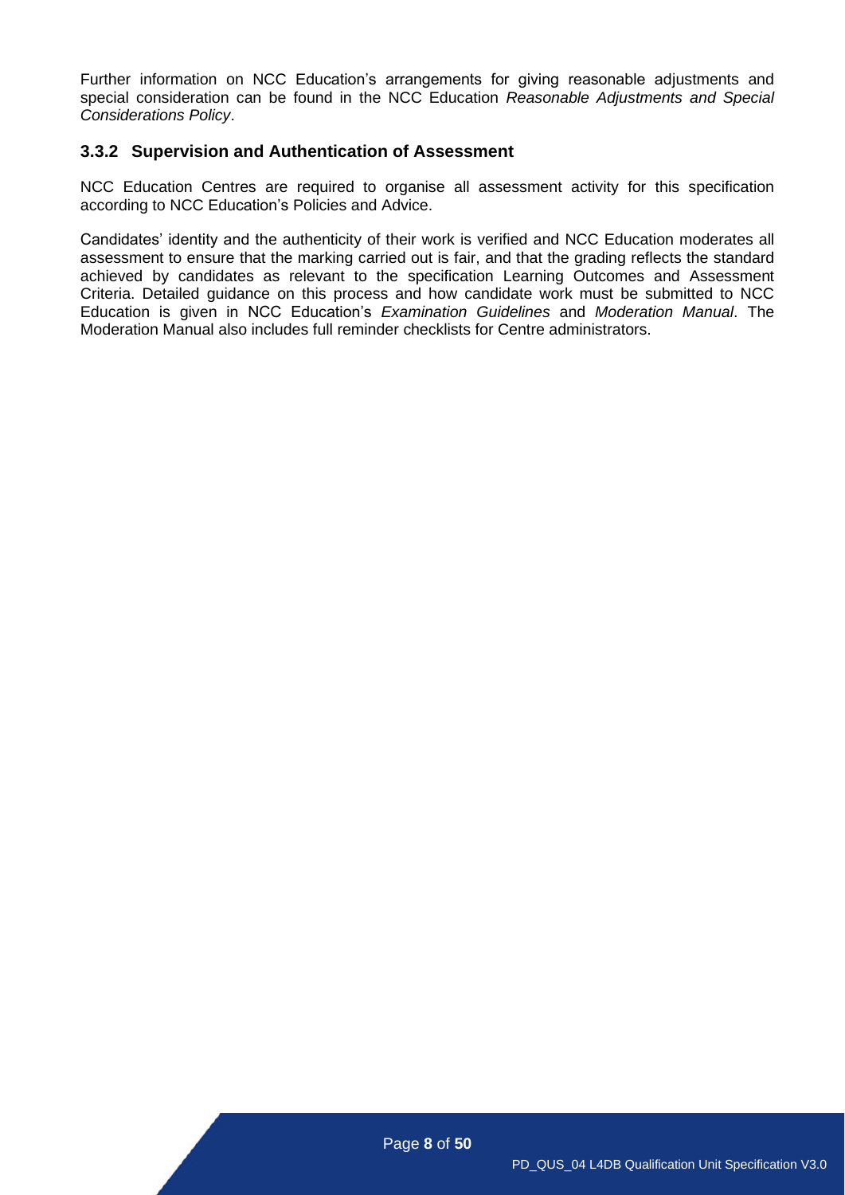Further information on NCC Education's arrangements for giving reasonable adjustments and special consideration can be found in the NCC Education *Reasonable Adjustments and Special Considerations Policy*.

### 3.3.2 Supervision and Authentication of Assessment

NCC Education Centres are required to organise all assessment activity for this specification according to NCC Education's Policies and Advice.

Candidates' identity and the authenticity of their work is verified and NCC Education moderates all assessment to ensure that the marking carried out is fair, and that the grading reflects the standard achieved by candidates as relevant to the specification Learning Outcomes and Assessment Criteria. Detailed guidance on this process and how candidate work must be submitted to NCC Education is given in NCC Education's *Examination Guidelines* and *Moderation Manual*. The Moderation Manual also includes full reminder checklists for Centre administrators.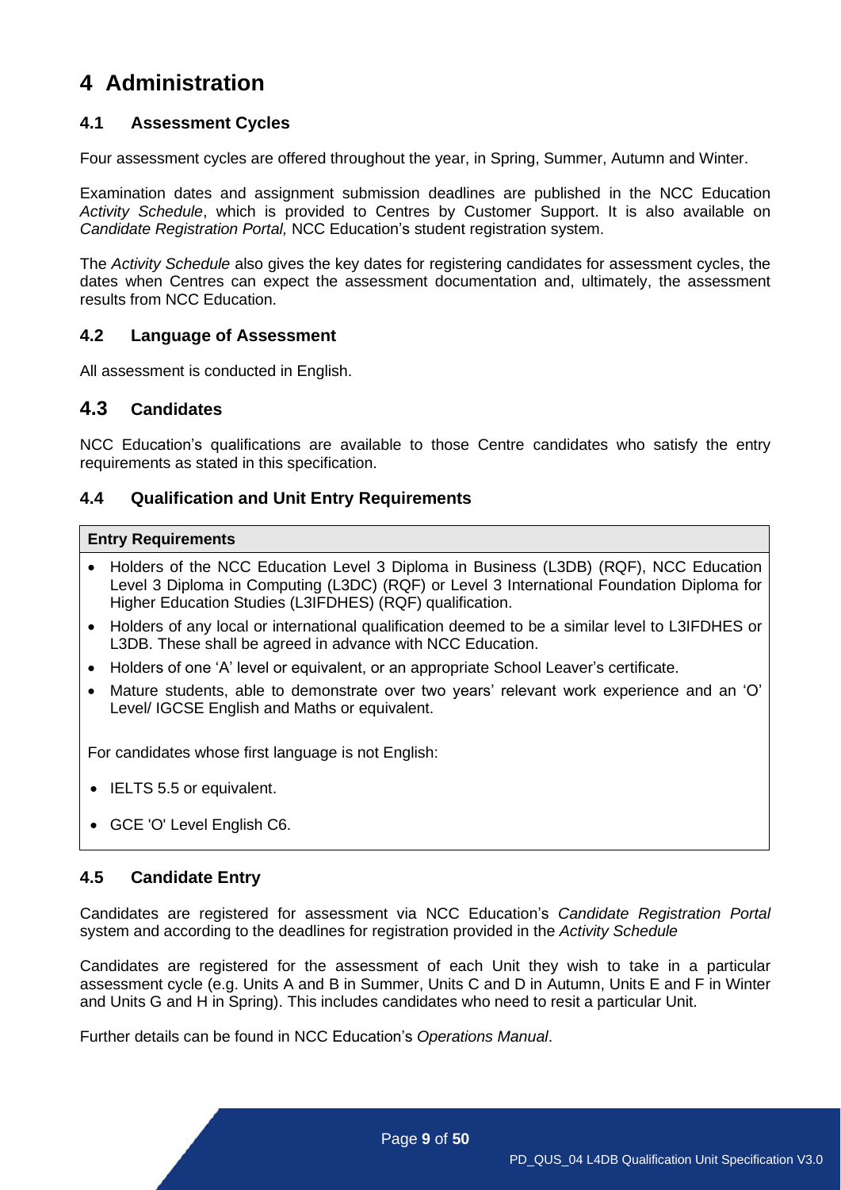# 4 Administration

## 4.1 Assessment Cycles

Four assessment cycles are offered throughout the year, in Spring, Summer, Autumn and Winter.

Examination dates and assignment submission deadlines are published in the NCC Education *Activity Schedule*, which is provided to Centres by Customer Support. It is also available on *Candidate Registration Portal,* NCC Education's student registration system.

The *Activity Schedule* also gives the key dates for registering candidates for assessment cycles, the dates when Centres can expect the assessment documentation and, ultimately, the assessment results from NCC Education.

## 4.2 Language of Assessment

All assessment is conducted in English.

## 4.3 Candidates

NCC Education's qualifications are available to those Centre candidates who satisfy the entry requirements as stated in this specification.

## 4.4 Qualification and Unit Entry Requirements

**Entry Requirements**

- Holders of the NCC Education Level 3 Diploma in Business (L3DB) (RQF), NCC Education Level 3 Diploma in Computing (L3DC) (RQF) or Level 3 International Foundation Diploma for Higher Education Studies (L3IFDHES) (RQF) qualification.
- Holders of any local or international qualification deemed to be a similar level to L3IFDHES or L3DB. These shall be agreed in advance with NCC Education.
- Holders of one 'A' level or equivalent, or an appropriate School Leaver's certificate.
- Mature students, able to demonstrate over two years' relevant work experience and an 'O' Level/ IGCSE English and Maths or equivalent.

For candidates whose first language is not English:

- IELTS 5.5 or equivalent.
- GCE 'O' Level English C6.

## 4.5 Candidate Entry

Candidates are registered for assessment via NCC Education's *Candidate Registration Portal* system and according to the deadlines for registration provided in the *Activity Schedule*

Candidates are registered for the assessment of each Unit they wish to take in a particular assessment cycle (e.g. Units A and B in Summer, Units C and D in Autumn, Units E and F in Winter and Units G and H in Spring). This includes candidates who need to resit a particular Unit.

Further details can be found in NCC Education's *Operations Manual*.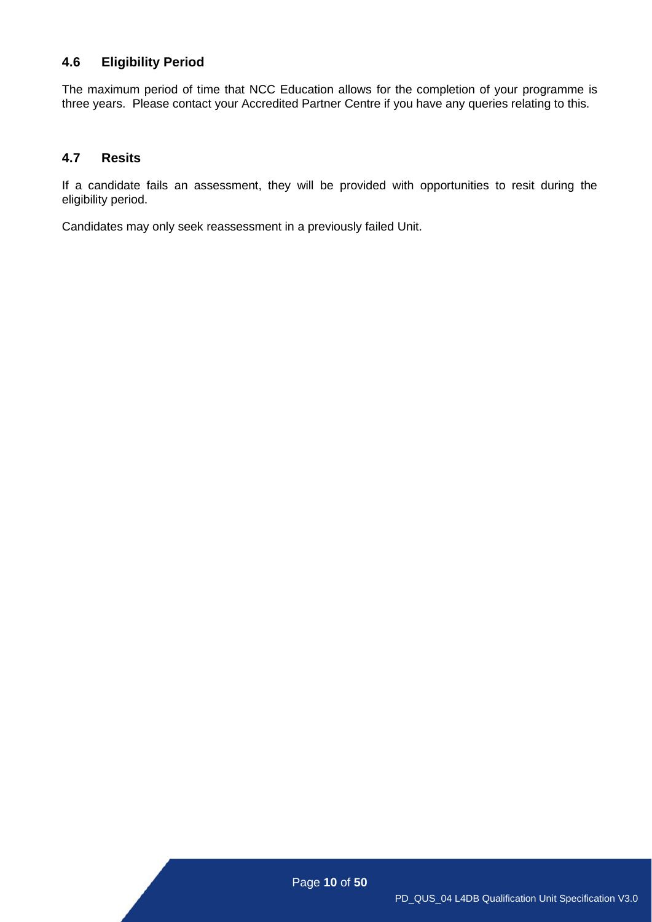## 4.6 Eligibility Period

The maximum period of time that NCC Education allows for the completion of your programme is three years. Please contact your Accredited Partner Centre if you have any queries relating to this.

## 4.7 Resits

If a candidate fails an assessment, they will be provided with opportunities to resit during the eligibility period.

Candidates may only seek reassessment in a previously failed Unit.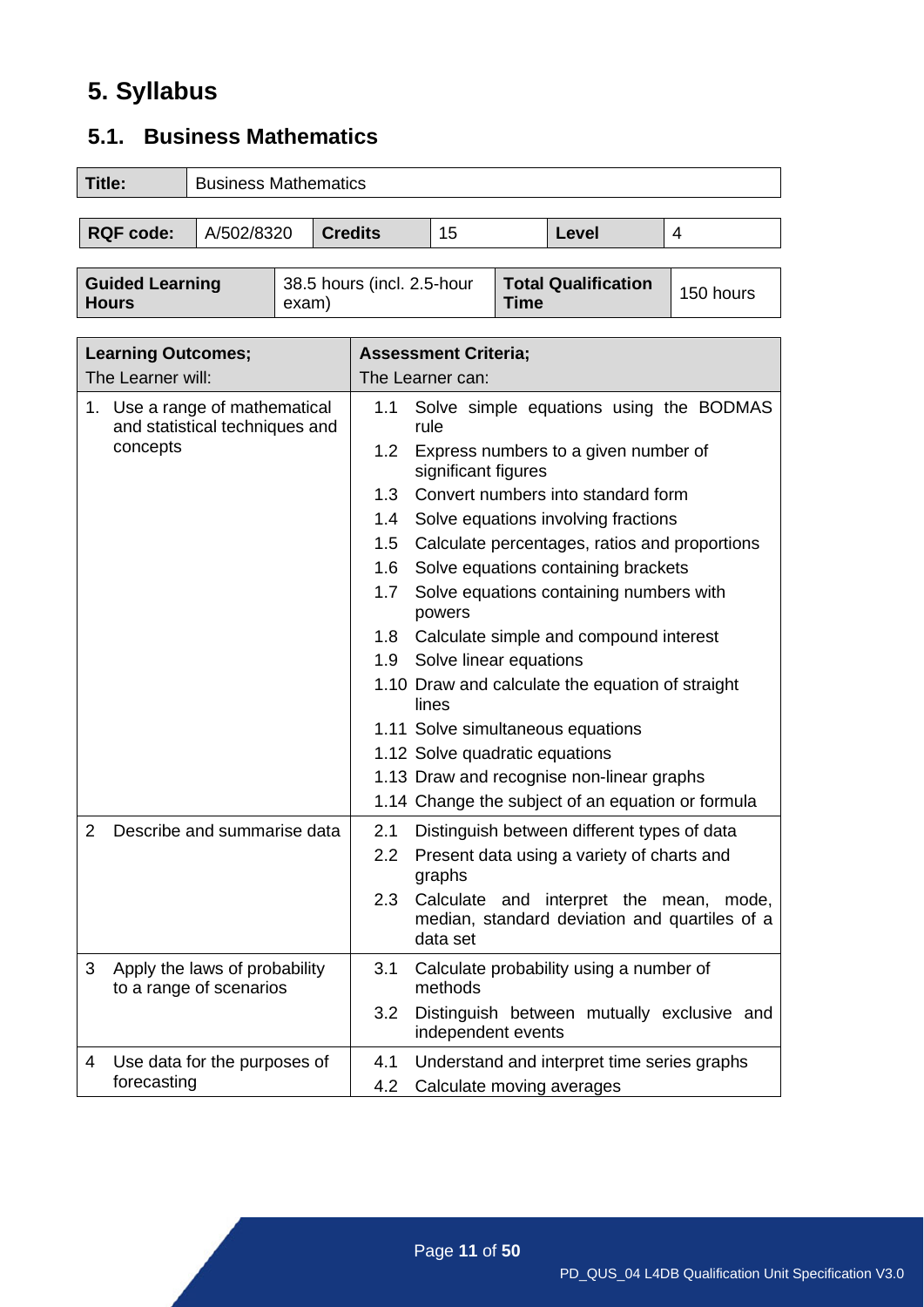# 5. Syllabus

## 5.1. Business Mathematics

| **Title:** | Business Mathematics |
|---|---|

| **RQF code:** | A/502/8320 | **Credits** | 15 | **Level** | 4 |
|---|---|---|---|---|---|

| **Guided Learning Hours** | 38.5 hours (incl. 2.5-hour exam) | **Total Qualification Time** | 150 hours |
|---|---|---|---|

| **Learning Outcomes;** The Learner will: | **Assessment Criteria;** The Learner can: |
|---|---|
| 1. Use a range of mathematical and statistical techniques and concepts | 1.1 Solve simple equations using the BODMAS rule<br>1.2 Express numbers to a given number of significant figures<br>1.3 Convert numbers into standard form<br>1.4 Solve equations involving fractions<br>1.5 Calculate percentages, ratios and proportions<br>1.6 Solve equations containing brackets<br>1.7 Solve equations containing numbers with powers<br>1.8 Calculate simple and compound interest<br>1.9 Solve linear equations<br>1.10 Draw and calculate the equation of straight lines<br>1.11 Solve simultaneous equations<br>1.12 Solve quadratic equations<br>1.13 Draw and recognise non-linear graphs<br>1.14 Change the subject of an equation or formula |
| 2 Describe and summarise data | 2.1 Distinguish between different types of data<br>2.2 Present data using a variety of charts and graphs<br>2.3 Calculate and interpret the mean, mode, median, standard deviation and quartiles of a data set |
| 3 Apply the laws of probability to a range of scenarios | 3.1 Calculate probability using a number of methods<br>3.2 Distinguish between mutually exclusive and independent events |
| 4 Use data for the purposes of forecasting | 4.1 Understand and interpret time series graphs<br>4.2 Calculate moving averages |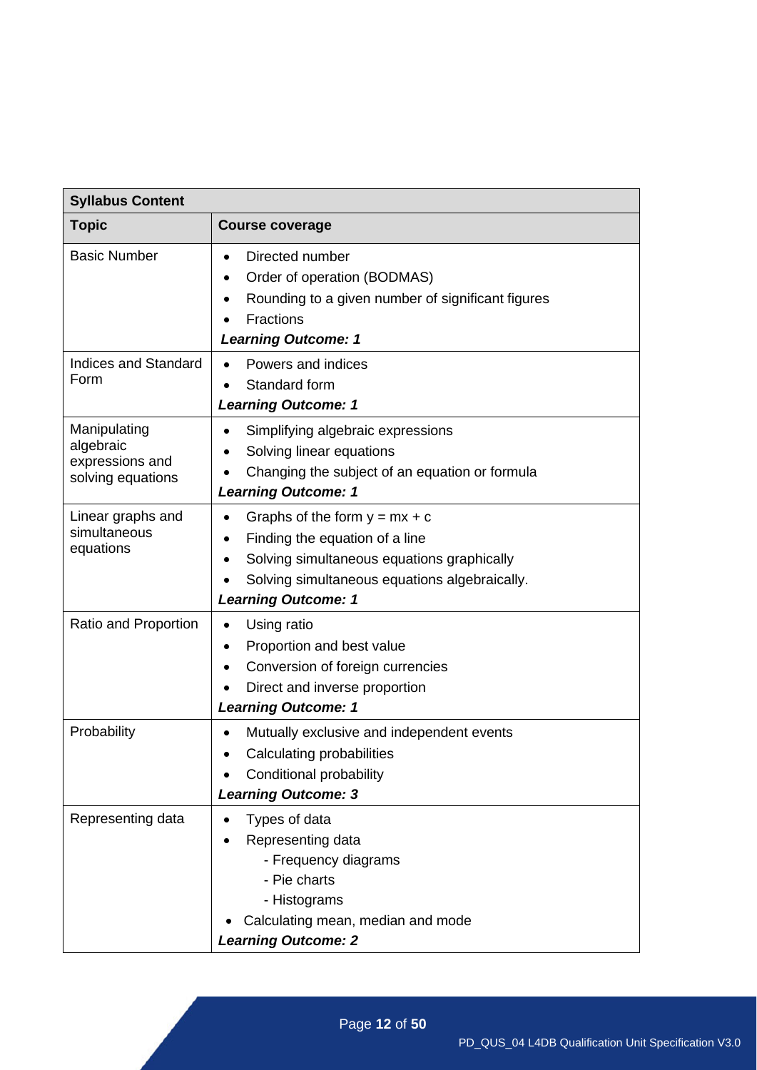| Syllabus Content | |
|---|---|
| **Topic** | **Course coverage** |
| Basic Number | • Directed number<br>• Order of operation (BODMAS)<br>• Rounding to a given number of significant figures<br>• Fractions<br>***Learning Outcome: 1*** |
| Indices and Standard Form | • Powers and indices<br>• Standard form<br>***Learning Outcome: 1*** |
| Manipulating algebraic expressions and solving equations | • Simplifying algebraic expressions<br>• Solving linear equations<br>• Changing the subject of an equation or formula<br>***Learning Outcome: 1*** |
| Linear graphs and simultaneous equations | • Graphs of the form $y = mx + c$<br>• Finding the equation of a line<br>• Solving simultaneous equations graphically<br>• Solving simultaneous equations algebraically.<br>***Learning Outcome: 1*** |
| Ratio and Proportion | • Using ratio<br>• Proportion and best value<br>• Conversion of foreign currencies<br>• Direct and inverse proportion<br>***Learning Outcome: 1*** |
| Probability | • Mutually exclusive and independent events<br>• Calculating probabilities<br>• Conditional probability<br>***Learning Outcome: 3*** |
| Representing data | • Types of data<br>• Representing data<br>  - Frequency diagrams<br>  - Pie charts<br>  - Histograms<br>• Calculating mean, median and mode<br>***Learning Outcome: 2*** |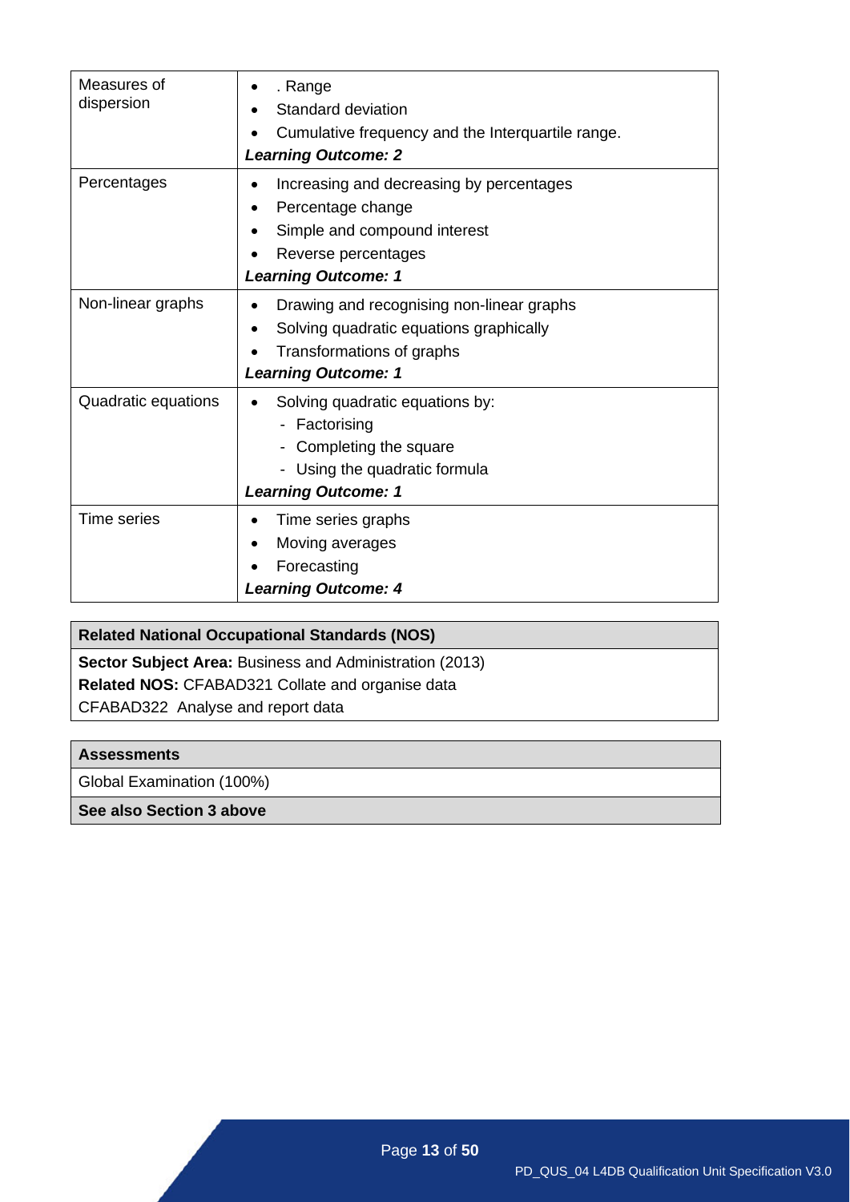| | |
|---|---|
| Measures of dispersion | • . Range<br>• Standard deviation<br>• Cumulative frequency and the Interquartile range.<br>***Learning Outcome: 2*** |
| Percentages | • Increasing and decreasing by percentages<br>• Percentage change<br>• Simple and compound interest<br>• Reverse percentages<br>***Learning Outcome: 1*** |
| Non-linear graphs | • Drawing and recognising non-linear graphs<br>• Solving quadratic equations graphically<br>• Transformations of graphs<br>***Learning Outcome: 1*** |
| Quadratic equations | • Solving quadratic equations by:<br>- Factorising<br>- Completing the square<br>- Using the quadratic formula<br>***Learning Outcome: 1*** |
| Time series | • Time series graphs<br>• Moving averages<br>• Forecasting<br>***Learning Outcome: 4*** |

| Related National Occupational Standards (NOS) |
|---|
| **Sector Subject Area:** Business and Administration (2013)<br>**Related NOS:** CFABAD321 Collate and organise data<br>CFABAD322 Analyse and report data |

| Assessments |
|---|
| Global Examination (100%) |
| **See also Section 3 above** |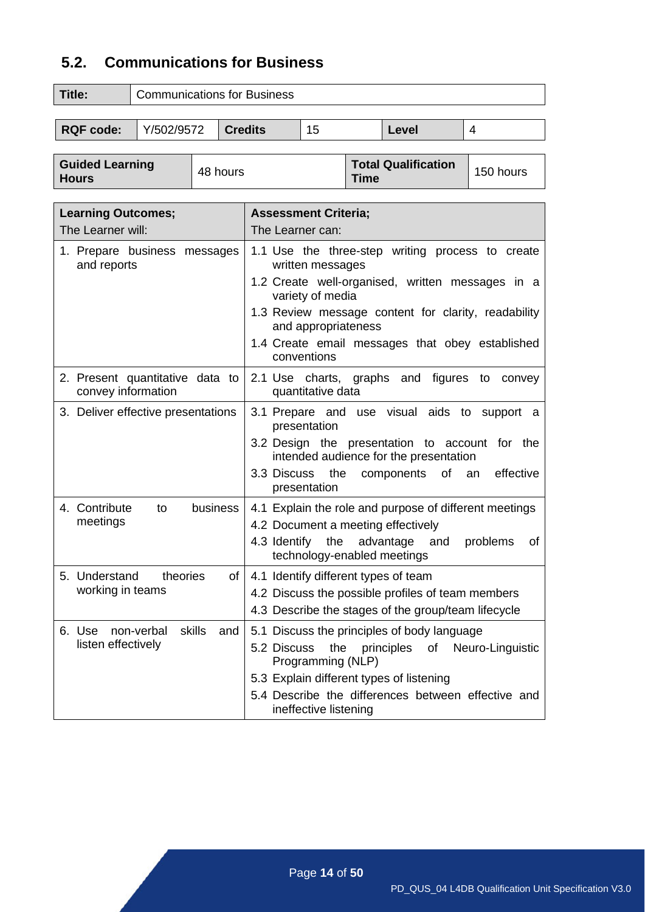## 5.2. Communications for Business

| Title: | Communications for Business |
|---|---|

| RQF code: | Y/502/9572 | Credits | 15 | Level | 4 |
|---|---|---|---|---|---|

| Guided Learning Hours | 48 hours | Total Qualification Time | 150 hours |
|---|---|---|---|

| Learning Outcomes; The Learner will: | Assessment Criteria; The Learner can: |
|---|---|
| 1. Prepare business messages and reports | 1.1 Use the three-step writing process to create written messages<br>1.2 Create well-organised, written messages in a variety of media<br>1.3 Review message content for clarity, readability and appropriateness<br>1.4 Create email messages that obey established conventions |
| 2. Present quantitative data to convey information | 2.1 Use charts, graphs and figures to convey quantitative data |
| 3. Deliver effective presentations | 3.1 Prepare and use visual aids to support a presentation<br>3.2 Design the presentation to account for the intended audience for the presentation<br>3.3 Discuss the components of an effective presentation |
| 4. Contribute to business meetings | 4.1 Explain the role and purpose of different meetings<br>4.2 Document a meeting effectively<br>4.3 Identify the advantage and problems of technology-enabled meetings |
| 5. Understand theories of working in teams | 4.1 Identify different types of team<br>4.2 Discuss the possible profiles of team members<br>4.3 Describe the stages of the group/team lifecycle |
| 6. Use non-verbal skills and listen effectively | 5.1 Discuss the principles of body language<br>5.2 Discuss the principles of Neuro-Linguistic Programming (NLP)<br>5.3 Explain different types of listening<br>5.4 Describe the differences between effective and ineffective listening |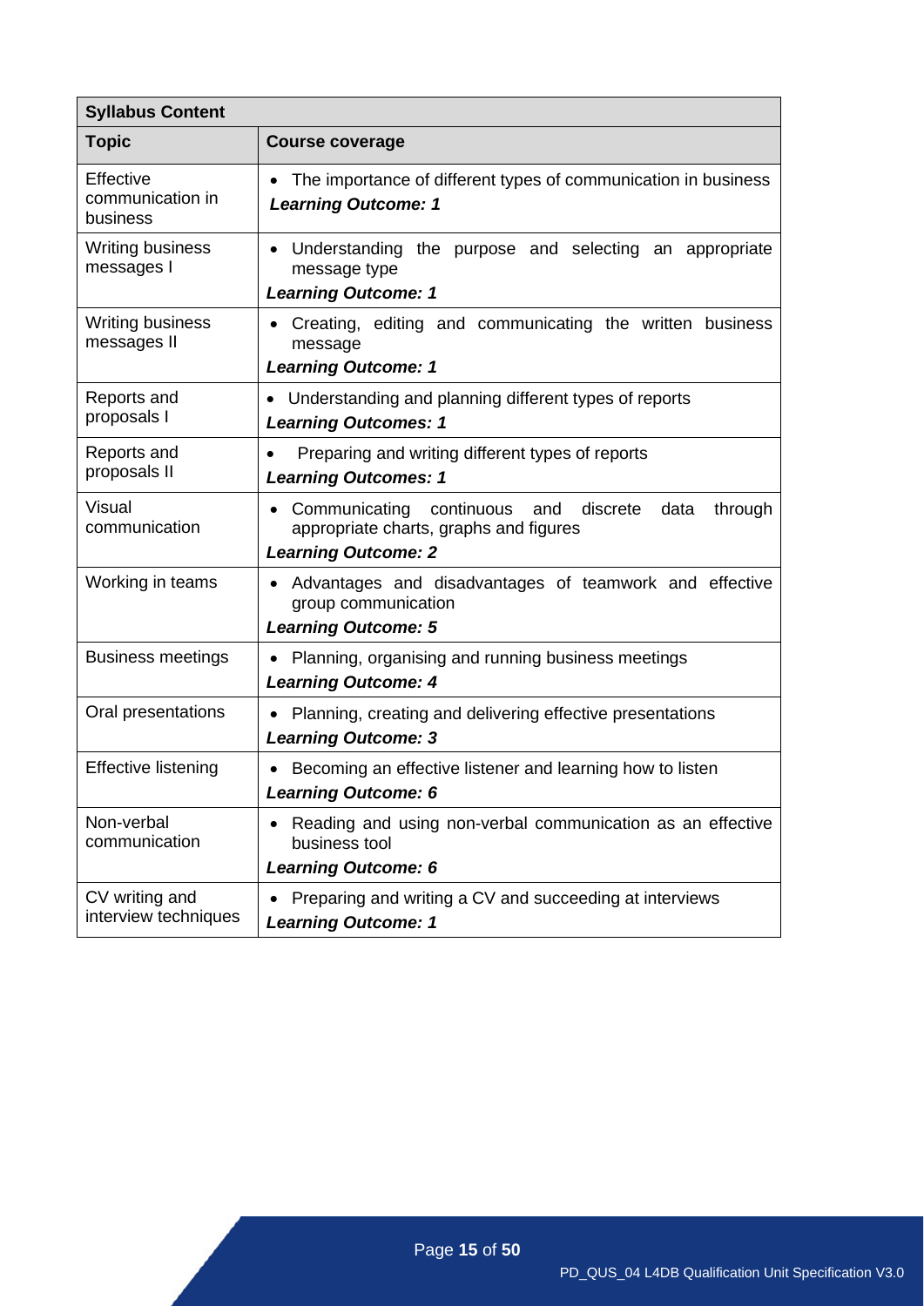| **Syllabus Content** | |
|---|---|
| **Topic** | **Course coverage** |
| Effective communication in business | • The importance of different types of communication in business<br>***Learning Outcome: 1*** |
| Writing business messages I | • Understanding the purpose and selecting an appropriate message type<br>***Learning Outcome: 1*** |
| Writing business messages II | • Creating, editing and communicating the written business message<br>***Learning Outcome: 1*** |
| Reports and proposals I | • Understanding and planning different types of reports<br>***Learning Outcomes: 1*** |
| Reports and proposals II | • Preparing and writing different types of reports<br>***Learning Outcomes: 1*** |
| Visual communication | • Communicating continuous and discrete data through appropriate charts, graphs and figures<br>***Learning Outcome: 2*** |
| Working in teams | • Advantages and disadvantages of teamwork and effective group communication<br>***Learning Outcome: 5*** |
| Business meetings | • Planning, organising and running business meetings<br>***Learning Outcome: 4*** |
| Oral presentations | • Planning, creating and delivering effective presentations<br>***Learning Outcome: 3*** |
| Effective listening | • Becoming an effective listener and learning how to listen<br>***Learning Outcome: 6*** |
| Non-verbal communication | • Reading and using non-verbal communication as an effective business tool<br>***Learning Outcome: 6*** |
| CV writing and interview techniques | • Preparing and writing a CV and succeeding at interviews<br>***Learning Outcome: 1*** |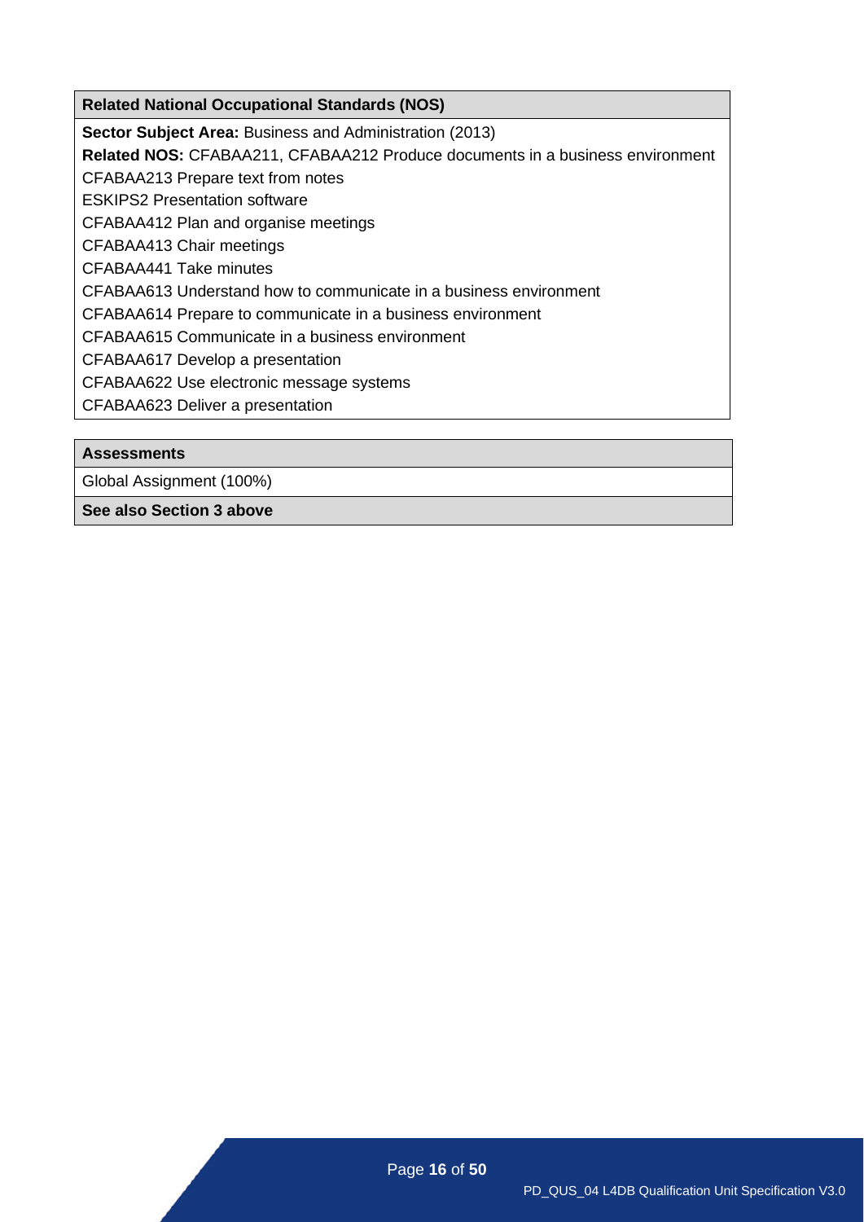| Related National Occupational Standards (NOS) |
| --- |
| **Sector Subject Area:** Business and Administration (2013)<br>**Related NOS:** CFABAA211, CFABAA212 Produce documents in a business environment<br>CFABAA213 Prepare text from notes<br>ESKIPS2 Presentation software<br>CFABAA412 Plan and organise meetings<br>CFABAA413 Chair meetings<br>CFABAA441 Take minutes<br>CFABAA613 Understand how to communicate in a business environment<br>CFABAA614 Prepare to communicate in a business environment<br>CFABAA615 Communicate in a business environment<br>CFABAA617 Develop a presentation<br>CFABAA622 Use electronic message systems<br>CFABAA623 Deliver a presentation |

| Assessments |
| --- |
| Global Assignment (100%) |
| **See also Section 3 above** |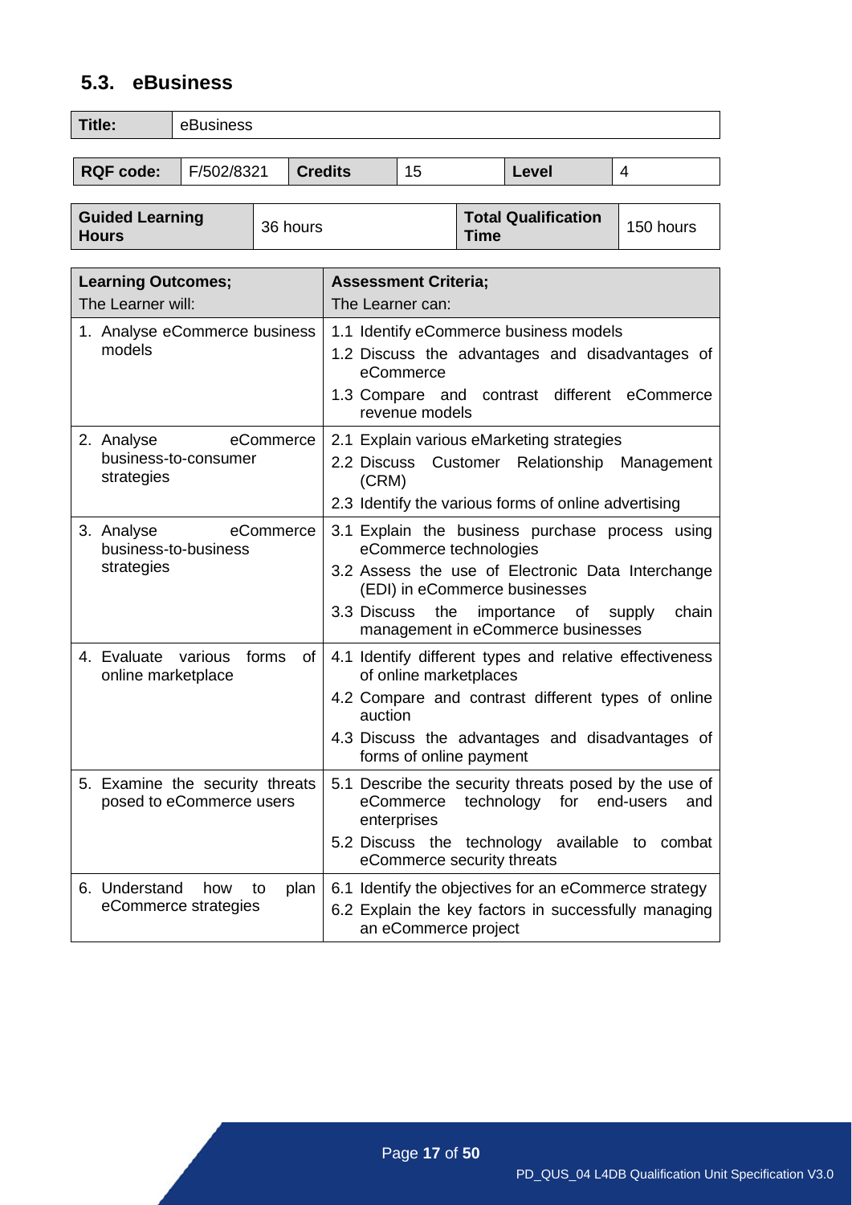## 5.3. eBusiness

| **Title:** | eBusiness |
|---|---|

| **RQF code:** | F/502/8321 | **Credits** | 15 | **Level** | 4 |
|---|---|---|---|---|---|

| **Guided Learning Hours** | 36 hours | **Total Qualification Time** | 150 hours |
|---|---|---|---|

| **Learning Outcomes;** The Learner will: | **Assessment Criteria;** The Learner can: |
|---|---|
| 1. Analyse eCommerce business models | 1.1 Identify eCommerce business models<br>1.2 Discuss the advantages and disadvantages of eCommerce<br>1.3 Compare and contrast different eCommerce revenue models |
| 2. Analyse eCommerce business-to-consumer strategies | 2.1 Explain various eMarketing strategies<br>2.2 Discuss Customer Relationship Management (CRM)<br>2.3 Identify the various forms of online advertising |
| 3. Analyse eCommerce business-to-business strategies | 3.1 Explain the business purchase process using eCommerce technologies<br>3.2 Assess the use of Electronic Data Interchange (EDI) in eCommerce businesses<br>3.3 Discuss the importance of supply chain management in eCommerce businesses |
| 4. Evaluate various forms of online marketplace | 4.1 Identify different types and relative effectiveness of online marketplaces<br>4.2 Compare and contrast different types of online auction<br>4.3 Discuss the advantages and disadvantages of forms of online payment |
| 5. Examine the security threats posed to eCommerce users | 5.1 Describe the security threats posed by the use of eCommerce technology for end-users and enterprises<br>5.2 Discuss the technology available to combat eCommerce security threats |
| 6. Understand how to plan eCommerce strategies | 6.1 Identify the objectives for an eCommerce strategy<br>6.2 Explain the key factors in successfully managing an eCommerce project |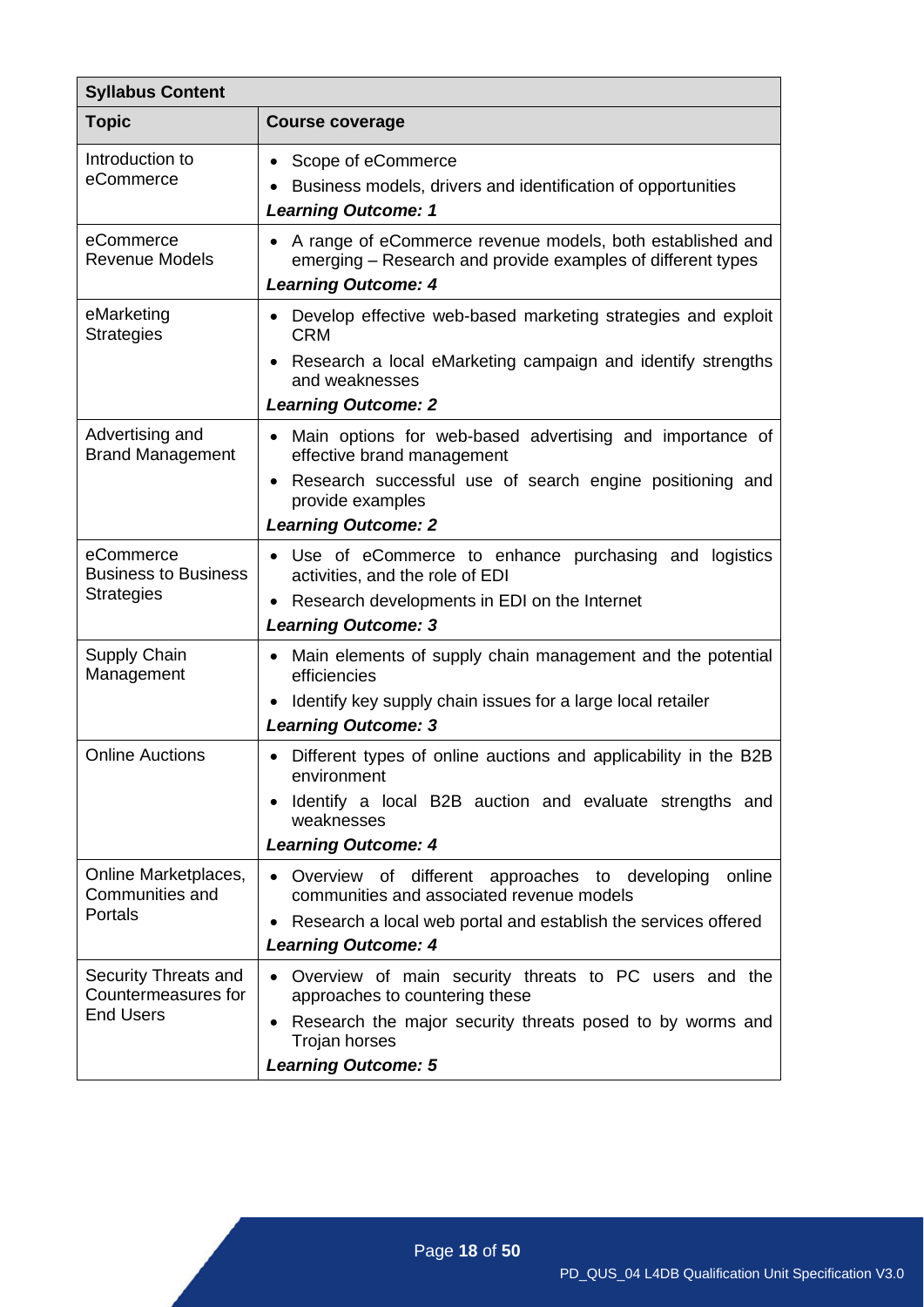| **Syllabus Content** | |
|---|---|
| **Topic** | **Course coverage** |
| Introduction to eCommerce | • Scope of eCommerce<br>• Business models, drivers and identification of opportunities<br>***Learning Outcome: 1*** |
| eCommerce Revenue Models | • A range of eCommerce revenue models, both established and emerging – Research and provide examples of different types<br>***Learning Outcome: 4*** |
| eMarketing Strategies | • Develop effective web-based marketing strategies and exploit CRM<br>• Research a local eMarketing campaign and identify strengths and weaknesses<br>***Learning Outcome: 2*** |
| Advertising and Brand Management | • Main options for web-based advertising and importance of effective brand management<br>• Research successful use of search engine positioning and provide examples<br>***Learning Outcome: 2*** |
| eCommerce Business to Business Strategies | • Use of eCommerce to enhance purchasing and logistics activities, and the role of EDI<br>• Research developments in EDI on the Internet<br>***Learning Outcome: 3*** |
| Supply Chain Management | • Main elements of supply chain management and the potential efficiencies<br>• Identify key supply chain issues for a large local retailer<br>***Learning Outcome: 3*** |
| Online Auctions | • Different types of online auctions and applicability in the B2B environment<br>• Identify a local B2B auction and evaluate strengths and weaknesses<br>***Learning Outcome: 4*** |
| Online Marketplaces, Communities and Portals | • Overview of different approaches to developing online communities and associated revenue models<br>• Research a local web portal and establish the services offered<br>***Learning Outcome: 4*** |
| Security Threats and Countermeasures for End Users | • Overview of main security threats to PC users and the approaches to countering these<br>• Research the major security threats posed to by worms and Trojan horses<br>***Learning Outcome: 5*** |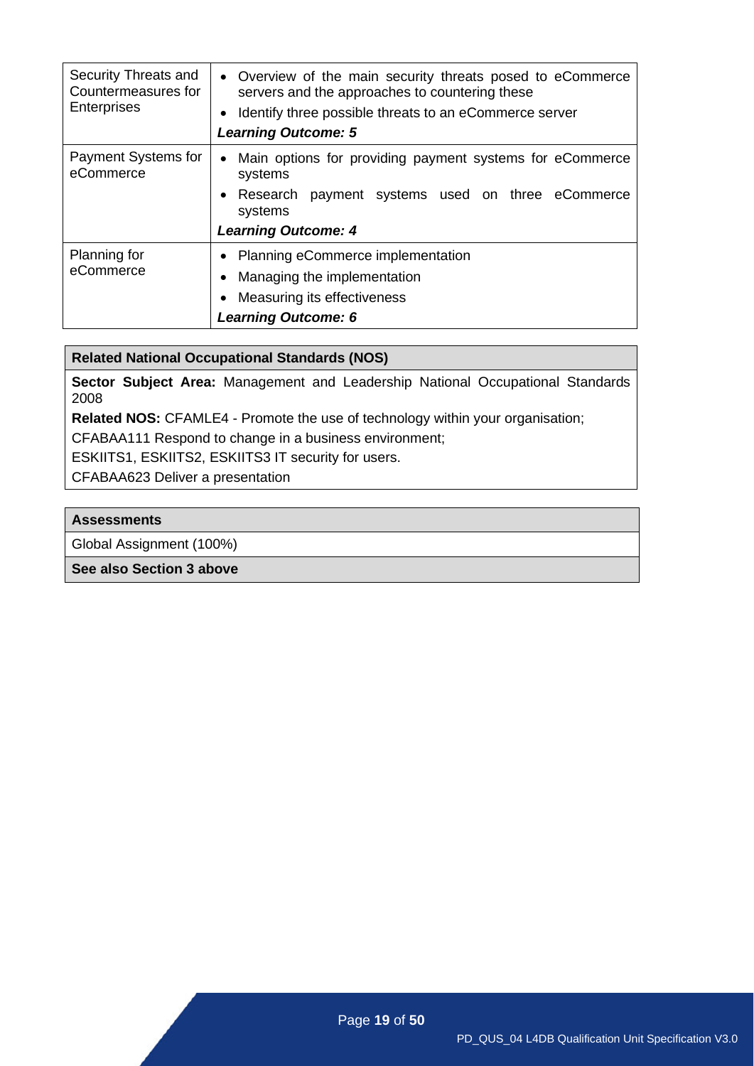| | |
|---|---|
| Security Threats and Countermeasures for Enterprises | • Overview of the main security threats posed to eCommerce servers and the approaches to countering these<br>• Identify three possible threats to an eCommerce server<br>***Learning Outcome: 5*** |
| Payment Systems for eCommerce | • Main options for providing payment systems for eCommerce systems<br>• Research payment systems used on three eCommerce systems<br>***Learning Outcome: 4*** |
| Planning for eCommerce | • Planning eCommerce implementation<br>• Managing the implementation<br>• Measuring its effectiveness<br>***Learning Outcome: 6*** |

| **Related National Occupational Standards (NOS)** |
|---|
| **Sector Subject Area:** Management and Leadership National Occupational Standards 2008<br>**Related NOS:** CFAMLE4 - Promote the use of technology within your organisation;<br>CFABAA111 Respond to change in a business environment;<br>ESKIITS1, ESKIITS2, ESKIITS3 IT security for users.<br>CFABAA623 Deliver a presentation |

| **Assessments** |
|---|
| Global Assignment (100%) |
| **See also Section 3 above** |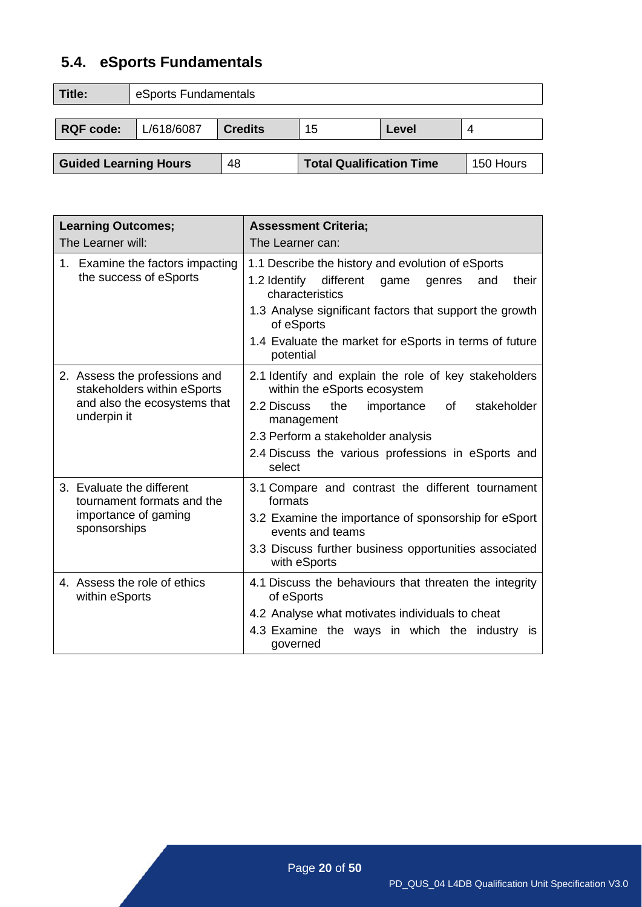## 5.4. eSports Fundamentals

| **Title:** | eSports Fundamentals |
|---|---|

| **RQF code:** | L/618/6087 | **Credits** | 15 | **Level** | 4 |
|---|---|---|---|---|---|

| **Guided Learning Hours** | 48 | **Total Qualification Time** | 150 Hours |
|---|---|---|---|

| **Learning Outcomes;** The Learner will: | **Assessment Criteria;** The Learner can: |
|---|---|
| 1. Examine the factors impacting the success of eSports | 1.1 Describe the history and evolution of eSports<br>1.2 Identify different game genres and their characteristics<br>1.3 Analyse significant factors that support the growth of eSports<br>1.4 Evaluate the market for eSports in terms of future potential |
| 2. Assess the professions and stakeholders within eSports and also the ecosystems that underpin it | 2.1 Identify and explain the role of key stakeholders within the eSports ecosystem<br>2.2 Discuss the importance of stakeholder management<br>2.3 Perform a stakeholder analysis<br>2.4 Discuss the various professions in eSports and select |
| 3. Evaluate the different tournament formats and the importance of gaming sponsorships | 3.1 Compare and contrast the different tournament formats<br>3.2 Examine the importance of sponsorship for eSport events and teams<br>3.3 Discuss further business opportunities associated with eSports |
| 4. Assess the role of ethics within eSports | 4.1 Discuss the behaviours that threaten the integrity of eSports<br>4.2 Analyse what motivates individuals to cheat<br>4.3 Examine the ways in which the industry is governed |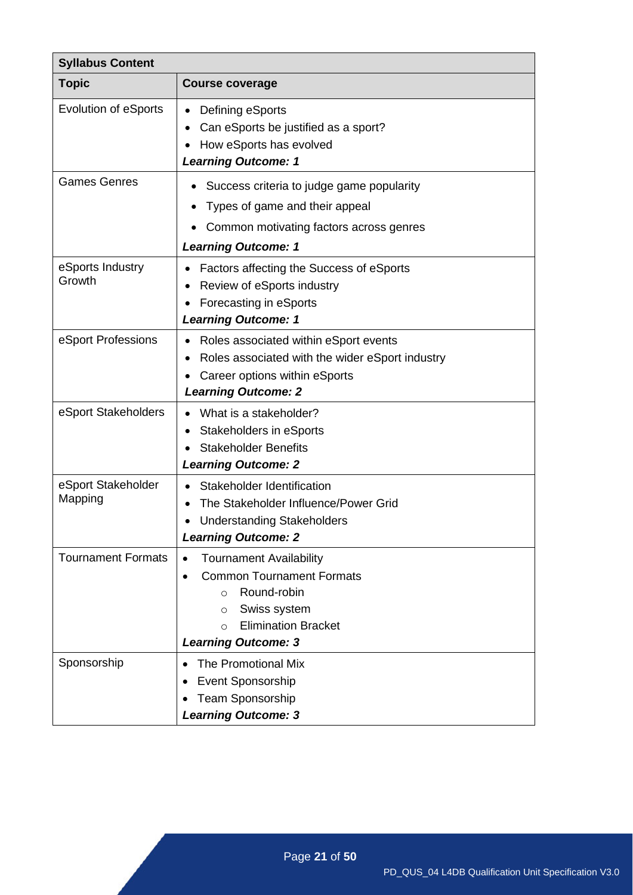| Syllabus Content | |
|---|---|
| **Topic** | **Course coverage** |
| Evolution of eSports | • Defining eSports<br>• Can eSports be justified as a sport?<br>• How eSports has evolved<br>***Learning Outcome: 1*** |
| Games Genres | • Success criteria to judge game popularity<br>• Types of game and their appeal<br>• Common motivating factors across genres<br>***Learning Outcome: 1*** |
| eSports Industry Growth | • Factors affecting the Success of eSports<br>• Review of eSports industry<br>• Forecasting in eSports<br>***Learning Outcome: 1*** |
| eSport Professions | • Roles associated within eSport events<br>• Roles associated with the wider eSport industry<br>• Career options within eSports<br>***Learning Outcome: 2*** |
| eSport Stakeholders | • What is a stakeholder?<br>• Stakeholders in eSports<br>• Stakeholder Benefits<br>***Learning Outcome: 2*** |
| eSport Stakeholder Mapping | • Stakeholder Identification<br>• The Stakeholder Influence/Power Grid<br>• Understanding Stakeholders<br>***Learning Outcome: 2*** |
| Tournament Formats | • Tournament Availability<br>• Common Tournament Formats<br>  ○ Round-robin<br>  ○ Swiss system<br>  ○ Elimination Bracket<br>***Learning Outcome: 3*** |
| Sponsorship | • The Promotional Mix<br>• Event Sponsorship<br>• Team Sponsorship<br>***Learning Outcome: 3*** |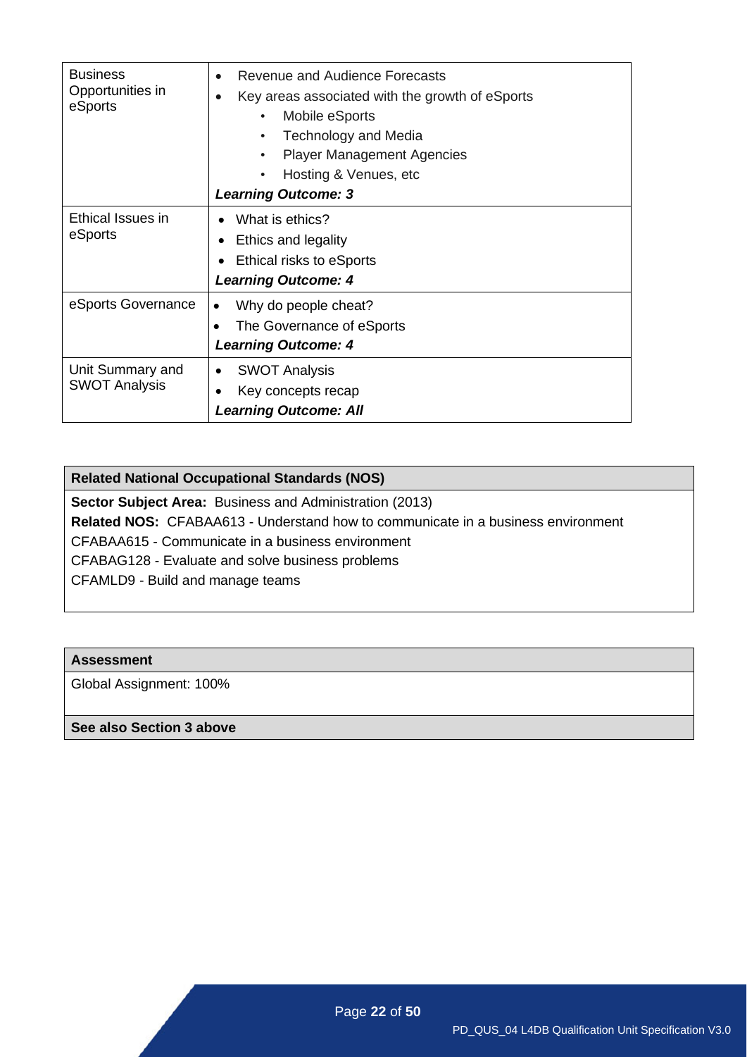| | |
|---|---|
| Business Opportunities in eSports | • Revenue and Audience Forecasts<br>• Key areas associated with the growth of eSports<br>&nbsp;&nbsp;&nbsp;&nbsp;• Mobile eSports<br>&nbsp;&nbsp;&nbsp;&nbsp;• Technology and Media<br>&nbsp;&nbsp;&nbsp;&nbsp;• Player Management Agencies<br>&nbsp;&nbsp;&nbsp;&nbsp;• Hosting & Venues, etc<br>***Learning Outcome: 3*** |
| Ethical Issues in eSports | • What is ethics?<br>• Ethics and legality<br>• Ethical risks to eSports<br>***Learning Outcome: 4*** |
| eSports Governance | • Why do people cheat?<br>• The Governance of eSports<br>***Learning Outcome: 4*** |
| Unit Summary and SWOT Analysis | • SWOT Analysis<br>• Key concepts recap<br>***Learning Outcome: All*** |

| **Related National Occupational Standards (NOS)** |
|---|
| **Sector Subject Area:** Business and Administration (2013)<br>**Related NOS:** CFABAA613 - Understand how to communicate in a business environment<br>CFABAA615 - Communicate in a business environment<br>CFABAG128 - Evaluate and solve business problems<br>CFAMLD9 - Build and manage teams |

| **Assessment** |
|---|
| Global Assignment: 100% |
| **See also Section 3 above** |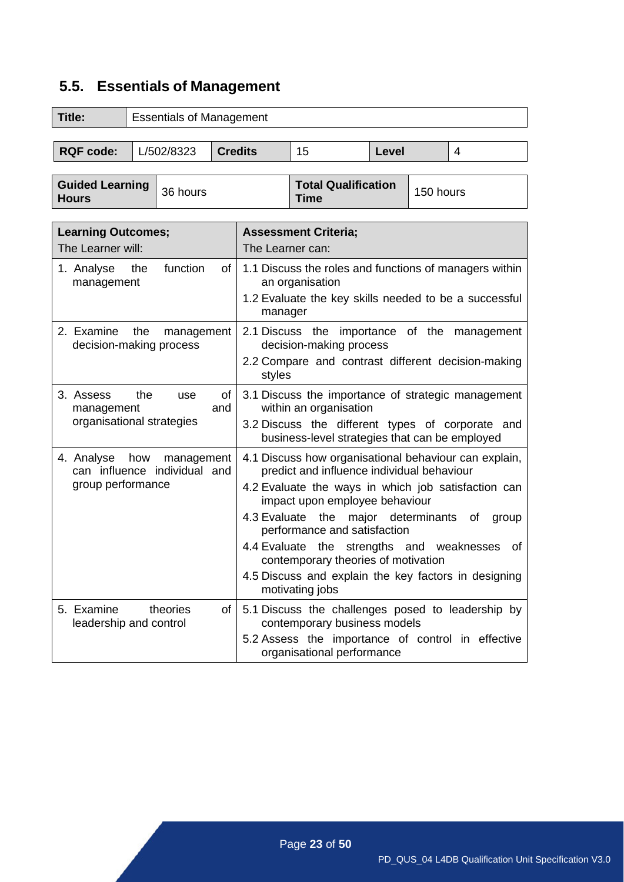## 5.5. Essentials of Management

| Title: | Essentials of Management |
|---|---|

| RQF code: | L/502/8323 | Credits | 15 | Level | 4 |
|---|---|---|---|---|---|

| Guided Learning Hours | 36 hours | Total Qualification Time | 150 hours |
|---|---|---|---|

| Learning Outcomes; The Learner will: | Assessment Criteria; The Learner can: |
|---|---|
| 1. Analyse the function of management | 1.1 Discuss the roles and functions of managers within an organisation<br>1.2 Evaluate the key skills needed to be a successful manager |
| 2. Examine the management decision-making process | 2.1 Discuss the importance of the management decision-making process<br>2.2 Compare and contrast different decision-making styles |
| 3. Assess the use of management and organisational strategies | 3.1 Discuss the importance of strategic management within an organisation<br>3.2 Discuss the different types of corporate and business-level strategies that can be employed |
| 4. Analyse how management can influence individual and group performance | 4.1 Discuss how organisational behaviour can explain, predict and influence individual behaviour<br>4.2 Evaluate the ways in which job satisfaction can impact upon employee behaviour<br>4.3 Evaluate the major determinants of group performance and satisfaction<br>4.4 Evaluate the strengths and weaknesses of contemporary theories of motivation<br>4.5 Discuss and explain the key factors in designing motivating jobs |
| 5. Examine theories of leadership and control | 5.1 Discuss the challenges posed to leadership by contemporary business models<br>5.2 Assess the importance of control in effective organisational performance |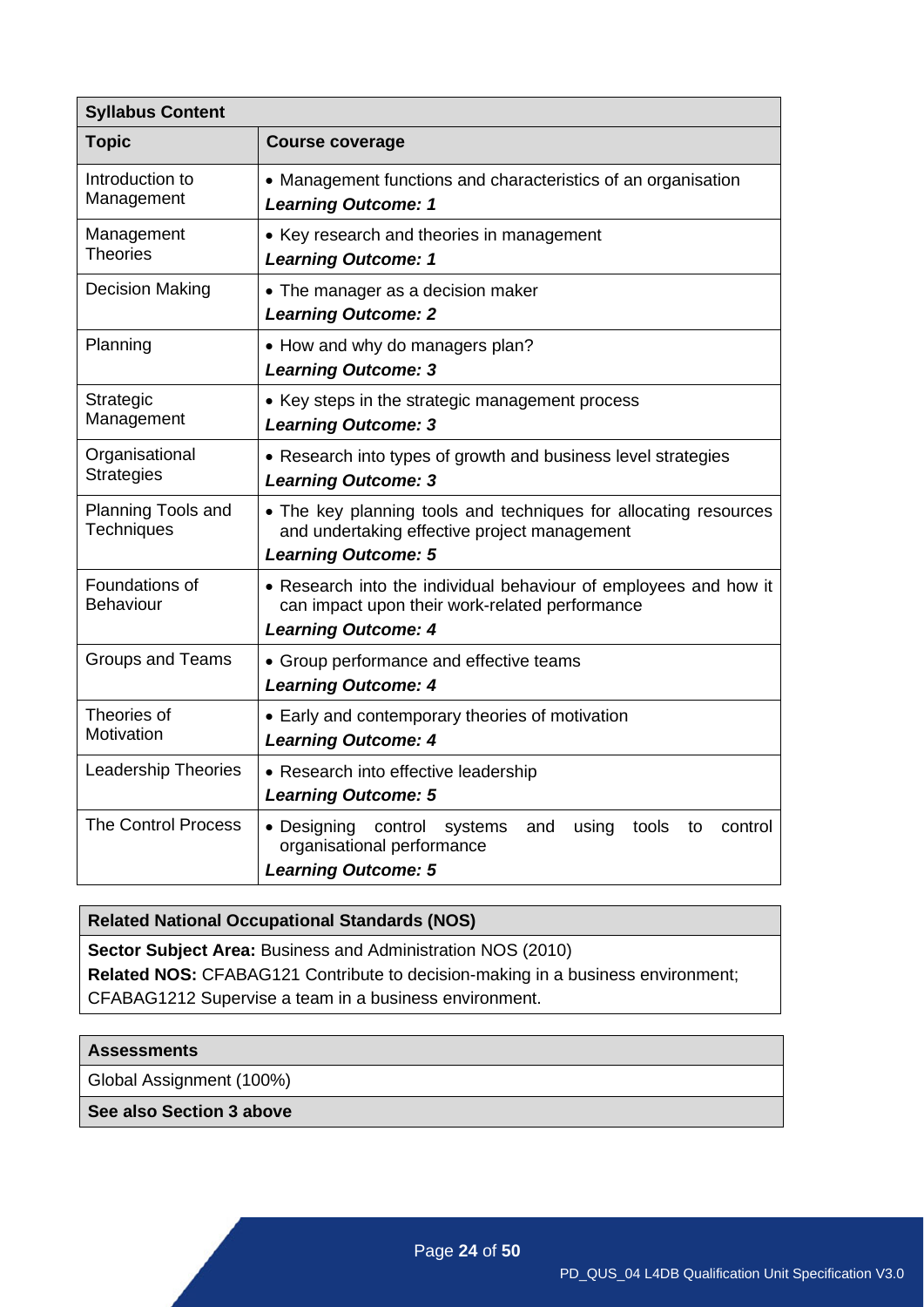| Syllabus Content | |
|---|---|
| **Topic** | **Course coverage** |
| Introduction to Management | • Management functions and characteristics of an organisation<br>***Learning Outcome: 1*** |
| Management Theories | • Key research and theories in management<br>***Learning Outcome: 1*** |
| Decision Making | • The manager as a decision maker<br>***Learning Outcome: 2*** |
| Planning | • How and why do managers plan?<br>***Learning Outcome: 3*** |
| Strategic Management | • Key steps in the strategic management process<br>***Learning Outcome: 3*** |
| Organisational Strategies | • Research into types of growth and business level strategies<br>***Learning Outcome: 3*** |
| Planning Tools and Techniques | • The key planning tools and techniques for allocating resources and undertaking effective project management<br>***Learning Outcome: 5*** |
| Foundations of Behaviour | • Research into the individual behaviour of employees and how it can impact upon their work-related performance<br>***Learning Outcome: 4*** |
| Groups and Teams | • Group performance and effective teams<br>***Learning Outcome: 4*** |
| Theories of Motivation | • Early and contemporary theories of motivation<br>***Learning Outcome: 4*** |
| Leadership Theories | • Research into effective leadership<br>***Learning Outcome: 5*** |
| The Control Process | • Designing control systems and using tools to control organisational performance<br>***Learning Outcome: 5*** |

| Related National Occupational Standards (NOS) |
|---|
| **Sector Subject Area:** Business and Administration NOS (2010)<br>**Related NOS:** CFABAG121 Contribute to decision-making in a business environment; CFABAG1212 Supervise a team in a business environment. |

| Assessments |
|---|
| Global Assignment (100%) |
| **See also Section 3 above** |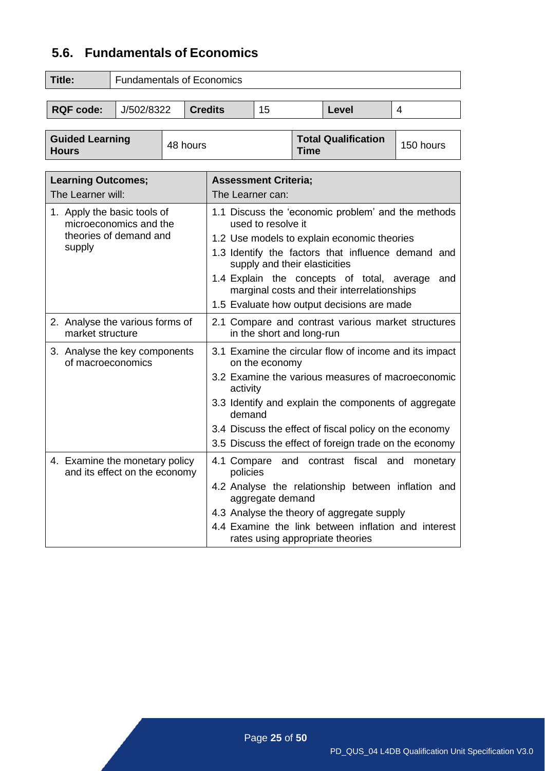## 5.6. Fundamentals of Economics

| **Title:** | Fundamentals of Economics |
|---|---|

| **RQF code:** | J/502/8322 | **Credits** | 15 | **Level** | 4 |
|---|---|---|---|---|---|

| **Guided Learning Hours** | 48 hours | **Total Qualification Time** | 150 hours |
|---|---|---|---|

| **Learning Outcomes;** The Learner will: | **Assessment Criteria;** The Learner can: |
|---|---|
| 1. Apply the basic tools of microeconomics and the theories of demand and supply | 1.1 Discuss the 'economic problem' and the methods used to resolve it<br>1.2 Use models to explain economic theories<br>1.3 Identify the factors that influence demand and supply and their elasticities<br>1.4 Explain the concepts of total, average and marginal costs and their interrelationships<br>1.5 Evaluate how output decisions are made |
| 2. Analyse the various forms of market structure | 2.1 Compare and contrast various market structures in the short and long-run |
| 3. Analyse the key components of macroeconomics | 3.1 Examine the circular flow of income and its impact on the economy<br>3.2 Examine the various measures of macroeconomic activity<br>3.3 Identify and explain the components of aggregate demand<br>3.4 Discuss the effect of fiscal policy on the economy<br>3.5 Discuss the effect of foreign trade on the economy |
| 4. Examine the monetary policy and its effect on the economy | 4.1 Compare and contrast fiscal and monetary policies<br>4.2 Analyse the relationship between inflation and aggregate demand<br>4.3 Analyse the theory of aggregate supply<br>4.4 Examine the link between inflation and interest rates using appropriate theories |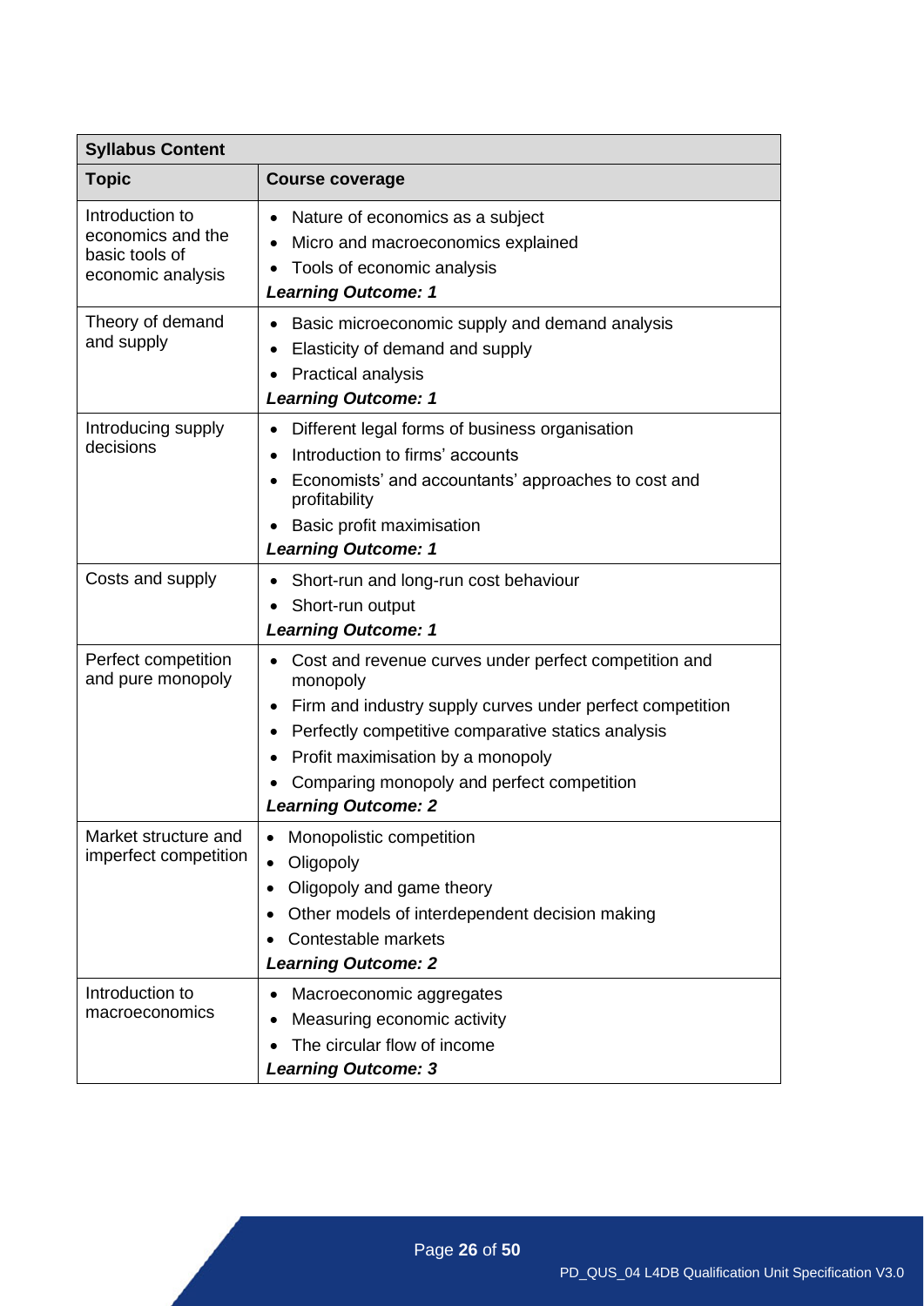| Syllabus Content | |
|---|---|
| **Topic** | **Course coverage** |
| Introduction to economics and the basic tools of economic analysis | • Nature of economics as a subject<br>• Micro and macroeconomics explained<br>• Tools of economic analysis<br>***Learning Outcome: 1*** |
| Theory of demand and supply | • Basic microeconomic supply and demand analysis<br>• Elasticity of demand and supply<br>• Practical analysis<br>***Learning Outcome: 1*** |
| Introducing supply decisions | • Different legal forms of business organisation<br>• Introduction to firms' accounts<br>• Economists' and accountants' approaches to cost and profitability<br>• Basic profit maximisation<br>***Learning Outcome: 1*** |
| Costs and supply | • Short-run and long-run cost behaviour<br>• Short-run output<br>***Learning Outcome: 1*** |
| Perfect competition and pure monopoly | • Cost and revenue curves under perfect competition and monopoly<br>• Firm and industry supply curves under perfect competition<br>• Perfectly competitive comparative statics analysis<br>• Profit maximisation by a monopoly<br>• Comparing monopoly and perfect competition<br>***Learning Outcome: 2*** |
| Market structure and imperfect competition | • Monopolistic competition<br>• Oligopoly<br>• Oligopoly and game theory<br>• Other models of interdependent decision making<br>• Contestable markets<br>***Learning Outcome: 2*** |
| Introduction to macroeconomics | • Macroeconomic aggregates<br>• Measuring economic activity<br>• The circular flow of income<br>***Learning Outcome: 3*** |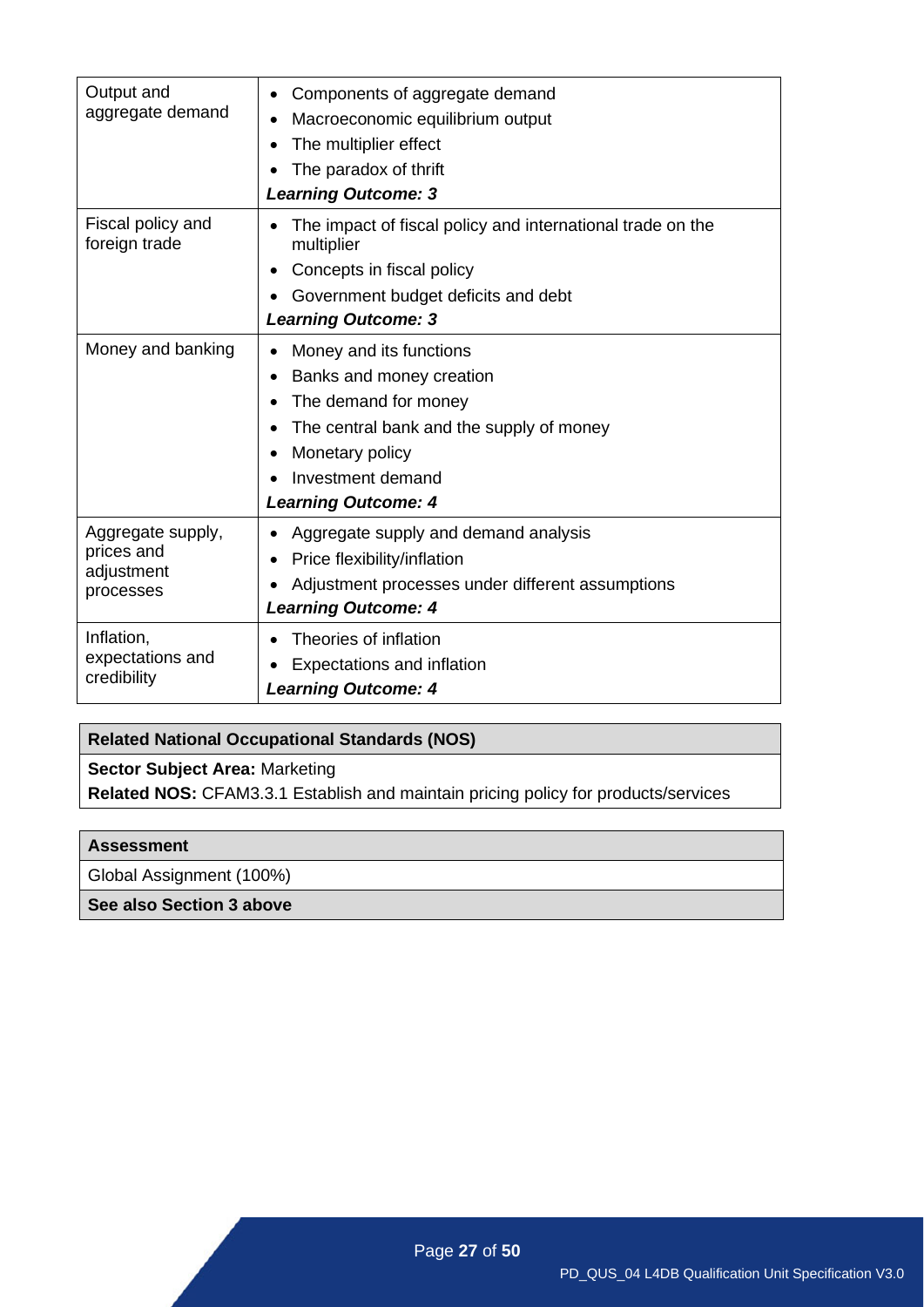| | |
|---|---|
| Output and aggregate demand | • Components of aggregate demand<br>• Macroeconomic equilibrium output<br>• The multiplier effect<br>• The paradox of thrift<br>***Learning Outcome: 3*** |
| Fiscal policy and foreign trade | • The impact of fiscal policy and international trade on the multiplier<br>• Concepts in fiscal policy<br>• Government budget deficits and debt<br>***Learning Outcome: 3*** |
| Money and banking | • Money and its functions<br>• Banks and money creation<br>• The demand for money<br>• The central bank and the supply of money<br>• Monetary policy<br>• Investment demand<br>***Learning Outcome: 4*** |
| Aggregate supply, prices and adjustment processes | • Aggregate supply and demand analysis<br>• Price flexibility/inflation<br>• Adjustment processes under different assumptions<br>***Learning Outcome: 4*** |
| Inflation, expectations and credibility | • Theories of inflation<br>• Expectations and inflation<br>***Learning Outcome: 4*** |

| **Related National Occupational Standards (NOS)** |
|---|
| **Sector Subject Area:** Marketing<br>**Related NOS:** CFAM3.3.1 Establish and maintain pricing policy for products/services |

| **Assessment** |
|---|
| Global Assignment (100%) |
| **See also Section 3 above** |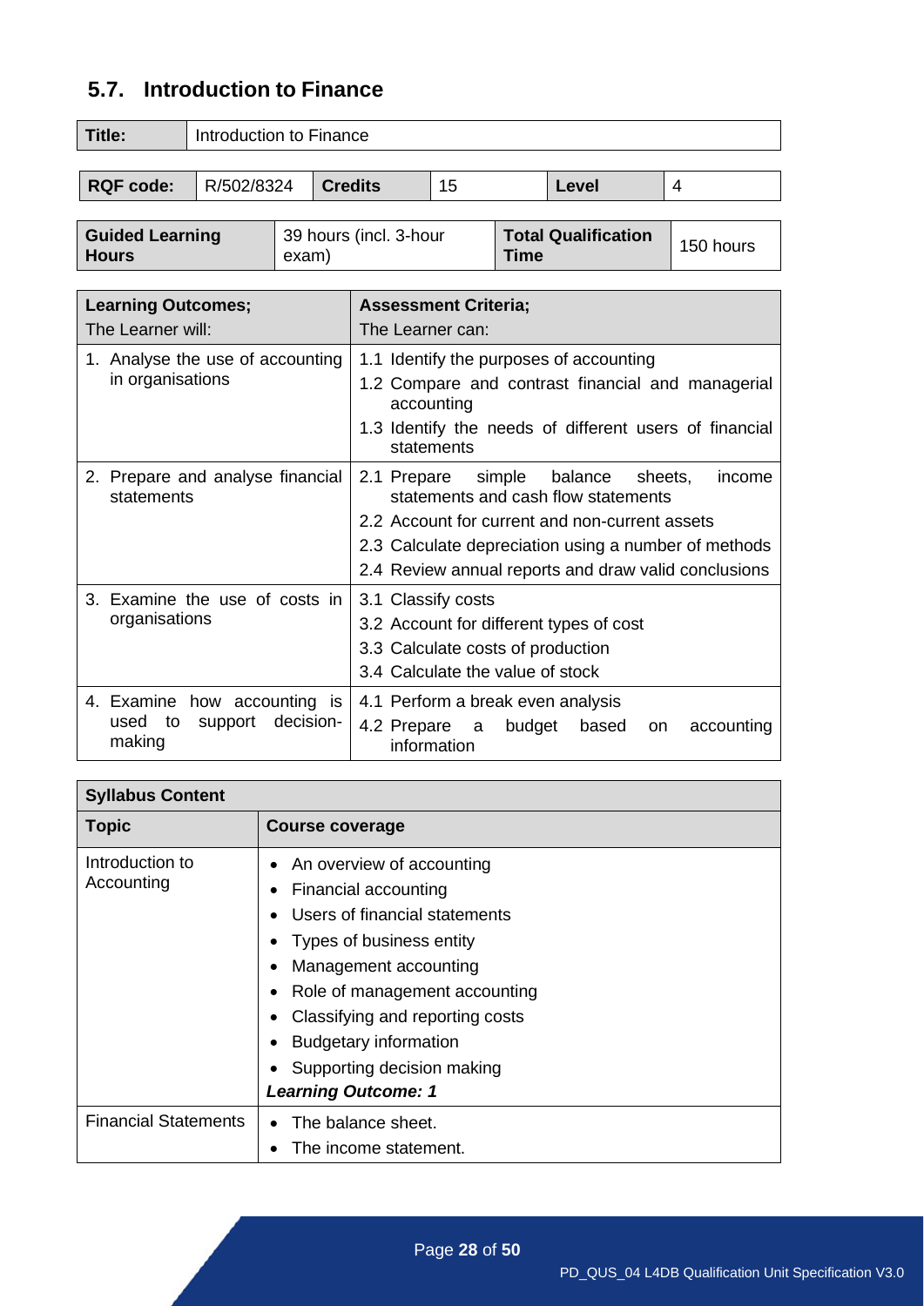## 5.7. Introduction to Finance

| **Title:** | Introduction to Finance |
|---|---|

| **RQF code:** | R/502/8324 | **Credits** | 15 | **Level** | 4 |
|---|---|---|---|---|---|

| **Guided Learning Hours** | 39 hours (incl. 3-hour exam) | **Total Qualification Time** | 150 hours |
|---|---|---|---|

| **Learning Outcomes;**<br>The Learner will: | **Assessment Criteria;**<br>The Learner can: |
|---|---|
| 1. Analyse the use of accounting in organisations | 1.1 Identify the purposes of accounting<br>1.2 Compare and contrast financial and managerial accounting<br>1.3 Identify the needs of different users of financial statements |
| 2. Prepare and analyse financial statements | 2.1 Prepare simple balance sheets, income statements and cash flow statements<br>2.2 Account for current and non-current assets<br>2.3 Calculate depreciation using a number of methods<br>2.4 Review annual reports and draw valid conclusions |
| 3. Examine the use of costs in organisations | 3.1 Classify costs<br>3.2 Account for different types of cost<br>3.3 Calculate costs of production<br>3.4 Calculate the value of stock |
| 4. Examine how accounting is used to support decision-making | 4.1 Perform a break even analysis<br>4.2 Prepare a budget based on accounting information |

| **Syllabus Content** | |
|---|---|
| **Topic** | **Course coverage** |
| Introduction to Accounting | • An overview of accounting<br>• Financial accounting<br>• Users of financial statements<br>• Types of business entity<br>• Management accounting<br>• Role of management accounting<br>• Classifying and reporting costs<br>• Budgetary information<br>• Supporting decision making<br>***Learning Outcome: 1*** |
| Financial Statements | • The balance sheet.<br>• The income statement. |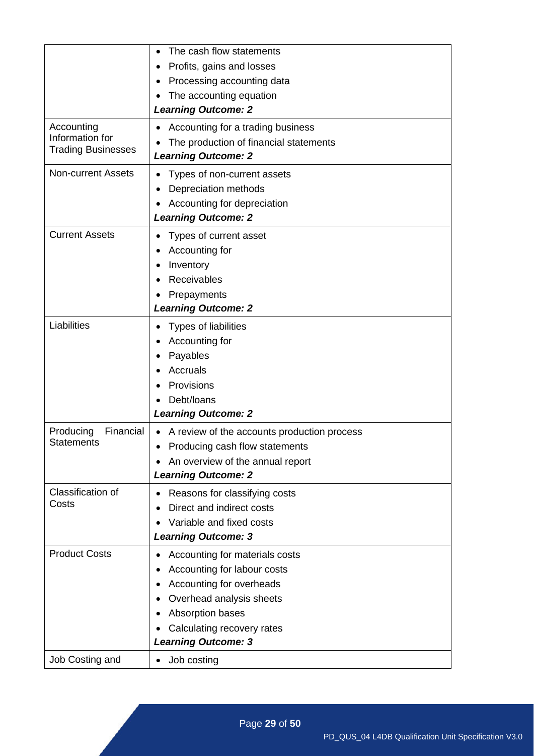| | |
|---|---|
| | • The cash flow statements<br>• Profits, gains and losses<br>• Processing accounting data<br>• The accounting equation<br>***Learning Outcome: 2*** |
| Accounting Information for Trading Businesses | • Accounting for a trading business<br>• The production of financial statements<br>***Learning Outcome: 2*** |
| Non-current Assets | • Types of non-current assets<br>• Depreciation methods<br>• Accounting for depreciation<br>***Learning Outcome: 2*** |
| Current Assets | • Types of current asset<br>• Accounting for<br>• Inventory<br>• Receivables<br>• Prepayments<br>***Learning Outcome: 2*** |
| Liabilities | • Types of liabilities<br>• Accounting for<br>• Payables<br>• Accruals<br>• Provisions<br>• Debt/loans<br>***Learning Outcome: 2*** |
| Producing Financial Statements | • A review of the accounts production process<br>• Producing cash flow statements<br>• An overview of the annual report<br>***Learning Outcome: 2*** |
| Classification of Costs | • Reasons for classifying costs<br>• Direct and indirect costs<br>• Variable and fixed costs<br>***Learning Outcome: 3*** |
| Product Costs | • Accounting for materials costs<br>• Accounting for labour costs<br>• Accounting for overheads<br>• Overhead analysis sheets<br>• Absorption bases<br>• Calculating recovery rates<br>***Learning Outcome: 3*** |
| Job Costing and | • Job costing |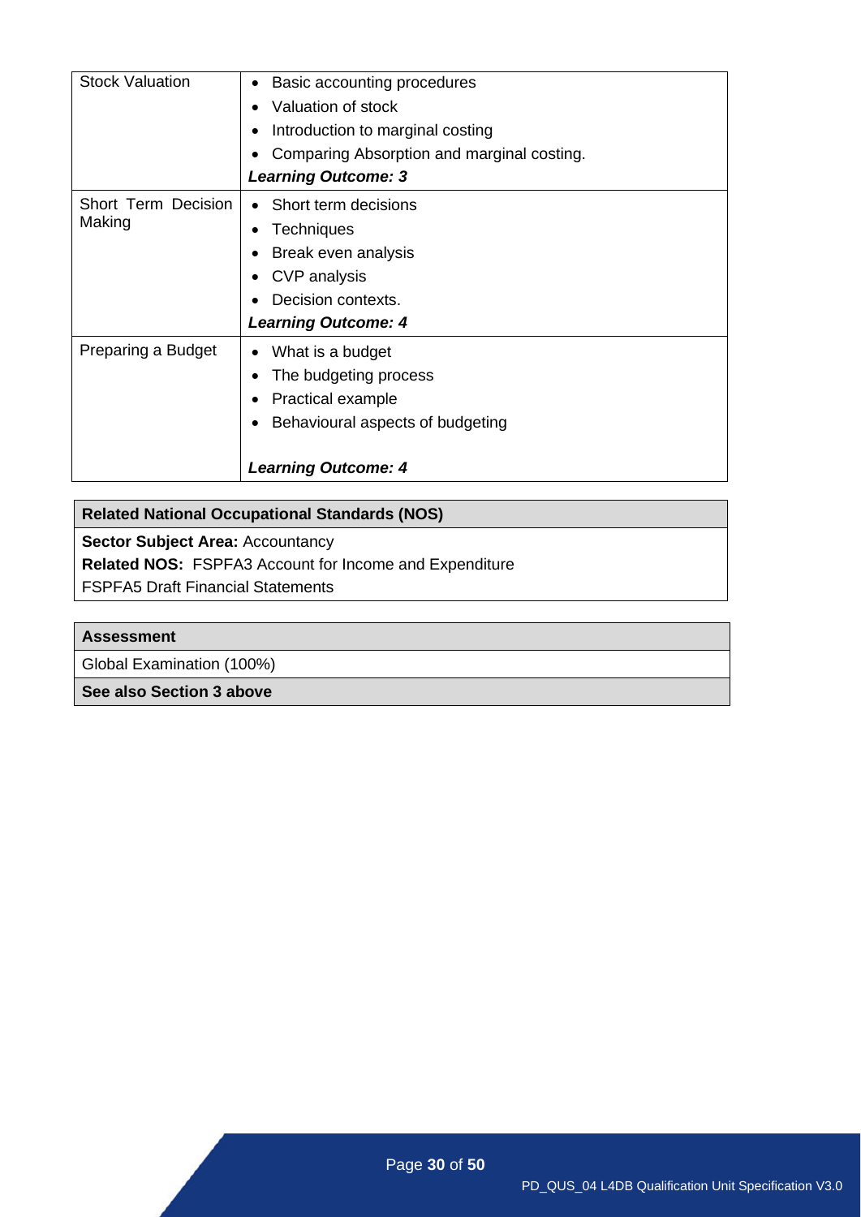| | |
|---|---|
| Stock Valuation | • Basic accounting procedures<br>• Valuation of stock<br>• Introduction to marginal costing<br>• Comparing Absorption and marginal costing.<br>***Learning Outcome: 3*** |
| Short Term Decision Making | • Short term decisions<br>• Techniques<br>• Break even analysis<br>• CVP analysis<br>• Decision contexts.<br>***Learning Outcome: 4*** |
| Preparing a Budget | • What is a budget<br>• The budgeting process<br>• Practical example<br>• Behavioural aspects of budgeting<br><br>***Learning Outcome: 4*** |

| Related National Occupational Standards (NOS) |
|---|
| **Sector Subject Area:** Accountancy<br>**Related NOS:** FSPFA3 Account for Income and Expenditure<br>FSPFA5 Draft Financial Statements |

| Assessment |
|---|
| Global Examination (100%) |
| **See also Section 3 above** |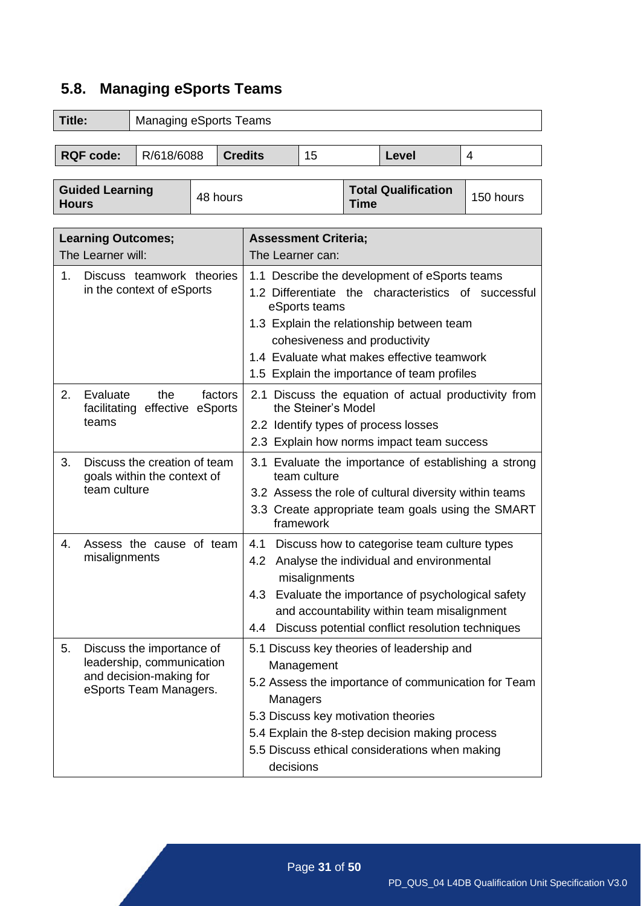## 5.8. Managing eSports Teams

| Title: | Managing eSports Teams |
|---|---|

| RQF code: | R/618/6088 | Credits | 15 | Level | 4 |
|---|---|---|---|---|---|

| Guided Learning Hours | 48 hours | Total Qualification Time | 150 hours |
|---|---|---|---|

| Learning Outcomes; The Learner will: | Assessment Criteria; The Learner can: |
|---|---|
| 1. Discuss teamwork theories in the context of eSports | 1.1 Describe the development of eSports teams<br>1.2 Differentiate the characteristics of successful eSports teams<br>1.3 Explain the relationship between team cohesiveness and productivity<br>1.4 Evaluate what makes effective teamwork<br>1.5 Explain the importance of team profiles |
| 2. Evaluate the factors facilitating effective eSports teams | 2.1 Discuss the equation of actual productivity from the Steiner's Model<br>2.2 Identify types of process losses<br>2.3 Explain how norms impact team success |
| 3. Discuss the creation of team goals within the context of team culture | 3.1 Evaluate the importance of establishing a strong team culture<br>3.2 Assess the role of cultural diversity within teams<br>3.3 Create appropriate team goals using the SMART framework |
| 4. Assess the cause of team misalignments | 4.1 Discuss how to categorise team culture types<br>4.2 Analyse the individual and environmental misalignments<br>4.3 Evaluate the importance of psychological safety and accountability within team misalignment<br>4.4 Discuss potential conflict resolution techniques |
| 5. Discuss the importance of leadership, communication and decision-making for eSports Team Managers. | 5.1 Discuss key theories of leadership and Management<br>5.2 Assess the importance of communication for Team Managers<br>5.3 Discuss key motivation theories<br>5.4 Explain the 8-step decision making process<br>5.5 Discuss ethical considerations when making decisions |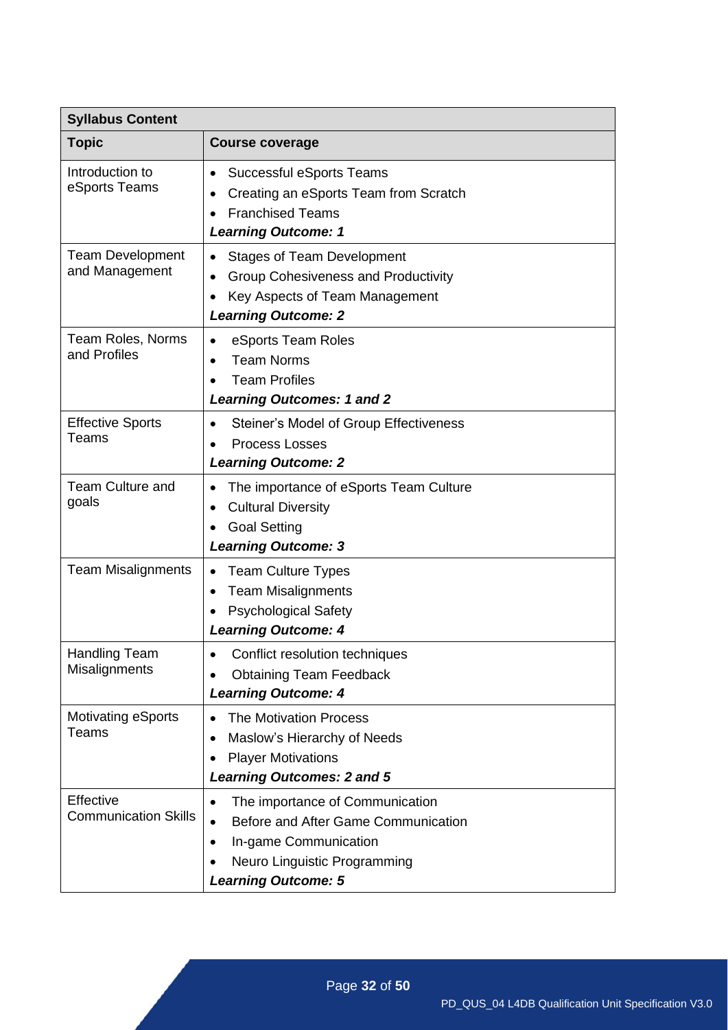| Syllabus Content | |
|---|---|
| **Topic** | **Course coverage** |
| Introduction to eSports Teams | • Successful eSports Teams<br>• Creating an eSports Team from Scratch<br>• Franchised Teams<br>***Learning Outcome: 1*** |
| Team Development and Management | • Stages of Team Development<br>• Group Cohesiveness and Productivity<br>• Key Aspects of Team Management<br>***Learning Outcome: 2*** |
| Team Roles, Norms and Profiles | • eSports Team Roles<br>• Team Norms<br>• Team Profiles<br>***Learning Outcomes: 1 and 2*** |
| Effective Sports Teams | • Steiner's Model of Group Effectiveness<br>• Process Losses<br>***Learning Outcome: 2*** |
| Team Culture and goals | • The importance of eSports Team Culture<br>• Cultural Diversity<br>• Goal Setting<br>***Learning Outcome: 3*** |
| Team Misalignments | • Team Culture Types<br>• Team Misalignments<br>• Psychological Safety<br>***Learning Outcome: 4*** |
| Handling Team Misalignments | • Conflict resolution techniques<br>• Obtaining Team Feedback<br>***Learning Outcome: 4*** |
| Motivating eSports Teams | • The Motivation Process<br>• Maslow's Hierarchy of Needs<br>• Player Motivations<br>***Learning Outcomes: 2 and 5*** |
| Effective Communication Skills | • The importance of Communication<br>• Before and After Game Communication<br>• In-game Communication<br>• Neuro Linguistic Programming<br>***Learning Outcome: 5*** |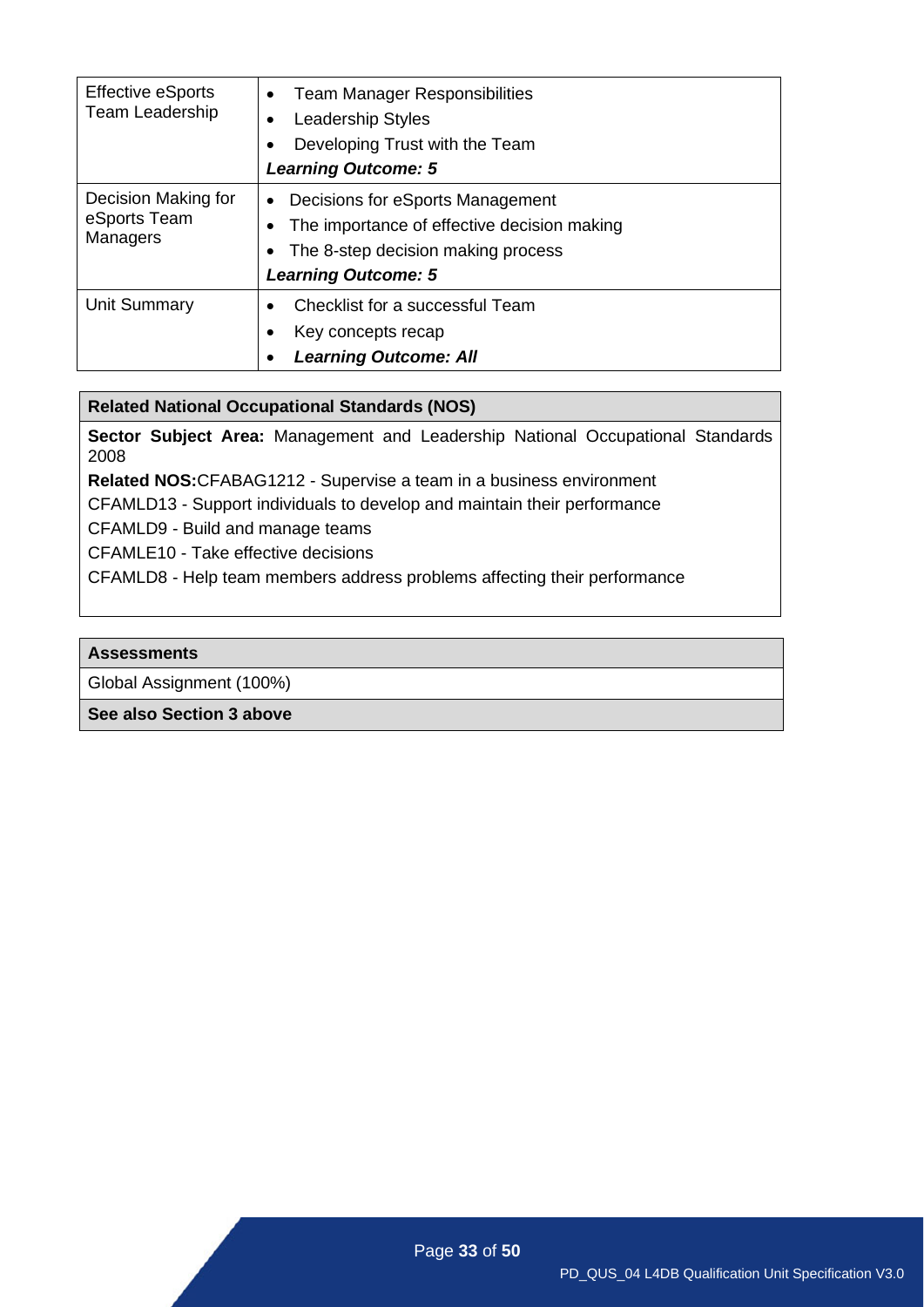| | |
|---|---|
| Effective eSports Team Leadership | • Team Manager Responsibilities<br>• Leadership Styles<br>• Developing Trust with the Team<br>***Learning Outcome: 5*** |
| Decision Making for eSports Team Managers | • Decisions for eSports Management<br>• The importance of effective decision making<br>• The 8-step decision making process<br>***Learning Outcome: 5*** |
| Unit Summary | • Checklist for a successful Team<br>• Key concepts recap<br>• ***Learning Outcome: All*** |

| **Related National Occupational Standards (NOS)** |
|---|
| **Sector Subject Area:** Management and Leadership National Occupational Standards 2008<br>**Related NOS:**CFABAG1212 - Supervise a team in a business environment<br>CFAMLD13 - Support individuals to develop and maintain their performance<br>CFAMLD9 - Build and manage teams<br>CFAMLE10 - Take effective decisions<br>CFAMLD8 - Help team members address problems affecting their performance |

| **Assessments** |
|---|
| Global Assignment (100%) |
| **See also Section 3 above** |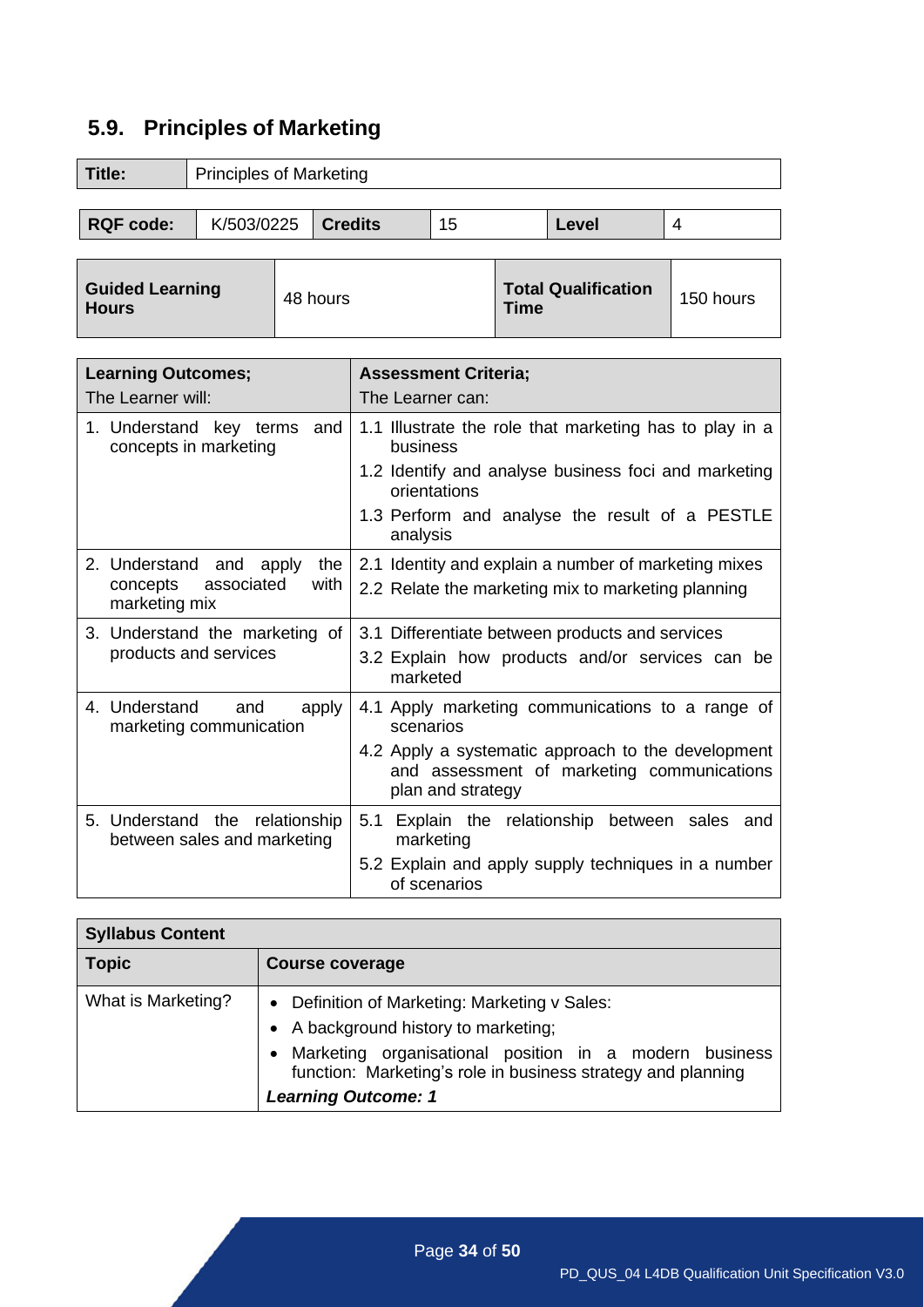## 5.9. Principles of Marketing

| Title: | Principles of Marketing |
|---|---|

| RQF code: | K/503/0225 | Credits | 15 | Level | 4 |
|---|---|---|---|---|---|

| Guided Learning Hours | 48 hours | Total Qualification Time | 150 hours |
|---|---|---|---|

| Learning Outcomes; The Learner will: | Assessment Criteria; The Learner can: |
|---|---|
| 1. Understand key terms and concepts in marketing | 1.1 Illustrate the role that marketing has to play in a business<br>1.2 Identify and analyse business foci and marketing orientations<br>1.3 Perform and analyse the result of a PESTLE analysis |
| 2. Understand and apply the concepts associated with marketing mix | 2.1 Identity and explain a number of marketing mixes<br>2.2 Relate the marketing mix to marketing planning |
| 3. Understand the marketing of products and services | 3.1 Differentiate between products and services<br>3.2 Explain how products and/or services can be marketed |
| 4. Understand and apply marketing communication | 4.1 Apply marketing communications to a range of scenarios<br>4.2 Apply a systematic approach to the development and assessment of marketing communications plan and strategy |
| 5. Understand the relationship between sales and marketing | 5.1 Explain the relationship between sales and marketing<br>5.2 Explain and apply supply techniques in a number of scenarios |

| Syllabus Content | |
|---|---|
| **Topic** | **Course coverage** |
| What is Marketing? | • Definition of Marketing: Marketing v Sales:<br>• A background history to marketing;<br>• Marketing organisational position in a modern business function: Marketing's role in business strategy and planning<br>***Learning Outcome: 1*** |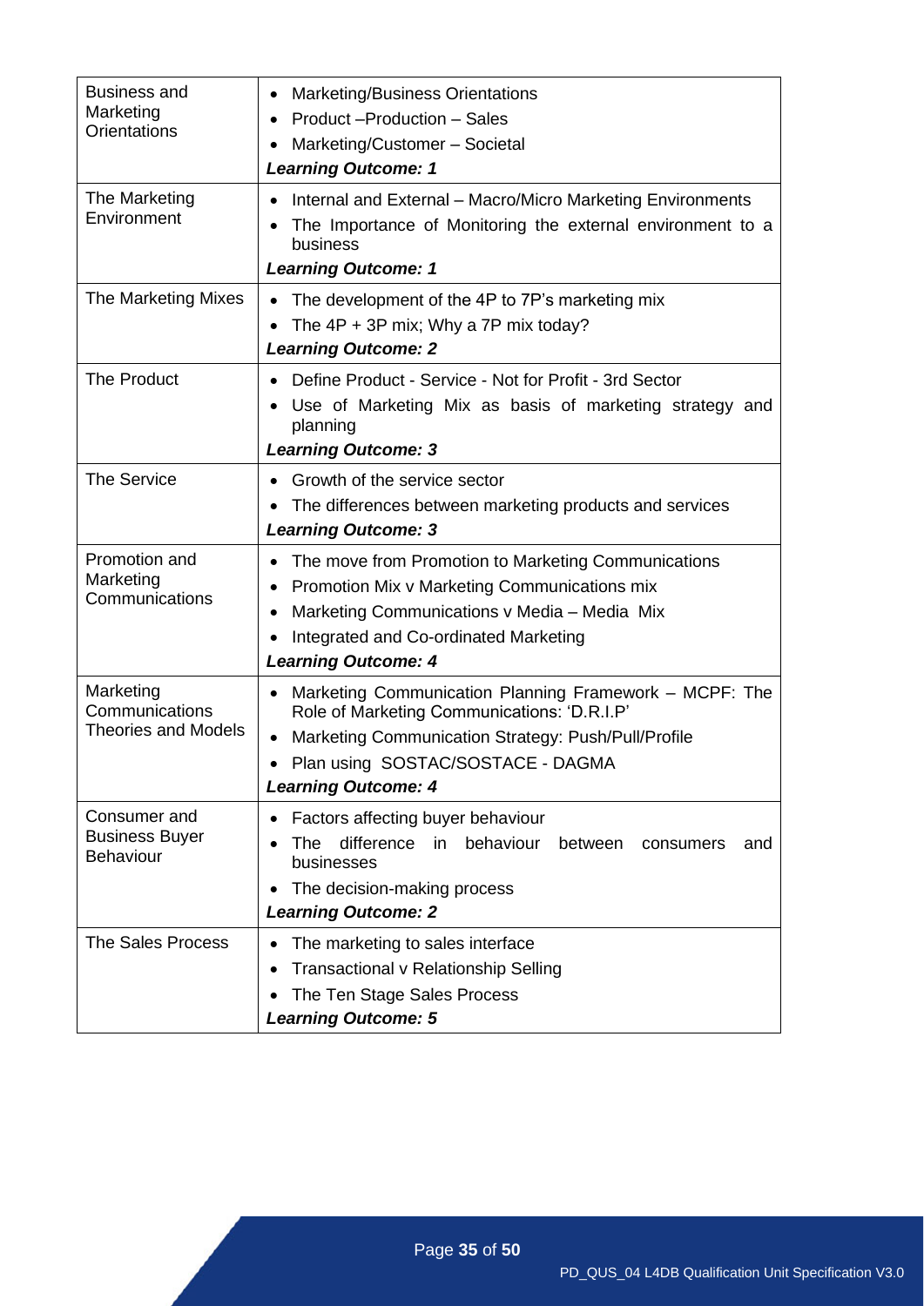| | |
|---|---|
| Business and Marketing Orientations | • Marketing/Business Orientations<br>• Product –Production – Sales<br>• Marketing/Customer – Societal<br>***Learning Outcome: 1*** |
| The Marketing Environment | • Internal and External – Macro/Micro Marketing Environments<br>• The Importance of Monitoring the external environment to a business<br>***Learning Outcome: 1*** |
| The Marketing Mixes | • The development of the 4P to 7P's marketing mix<br>• The 4P + 3P mix; Why a 7P mix today?<br>***Learning Outcome: 2*** |
| The Product | • Define Product - Service - Not for Profit - 3rd Sector<br>• Use of Marketing Mix as basis of marketing strategy and planning<br>***Learning Outcome: 3*** |
| The Service | • Growth of the service sector<br>• The differences between marketing products and services<br>***Learning Outcome: 3*** |
| Promotion and Marketing Communications | • The move from Promotion to Marketing Communications<br>• Promotion Mix v Marketing Communications mix<br>• Marketing Communications v Media – Media Mix<br>• Integrated and Co-ordinated Marketing<br>***Learning Outcome: 4*** |
| Marketing Communications Theories and Models | • Marketing Communication Planning Framework – MCPF: The Role of Marketing Communications: 'D.R.I.P'<br>• Marketing Communication Strategy: Push/Pull/Profile<br>• Plan using SOSTAC/SOSTACE - DAGMA<br>***Learning Outcome: 4*** |
| Consumer and Business Buyer Behaviour | • Factors affecting buyer behaviour<br>• The difference in behaviour between consumers and businesses<br>• The decision-making process<br>***Learning Outcome: 2*** |
| The Sales Process | • The marketing to sales interface<br>• Transactional v Relationship Selling<br>• The Ten Stage Sales Process<br>***Learning Outcome: 5*** |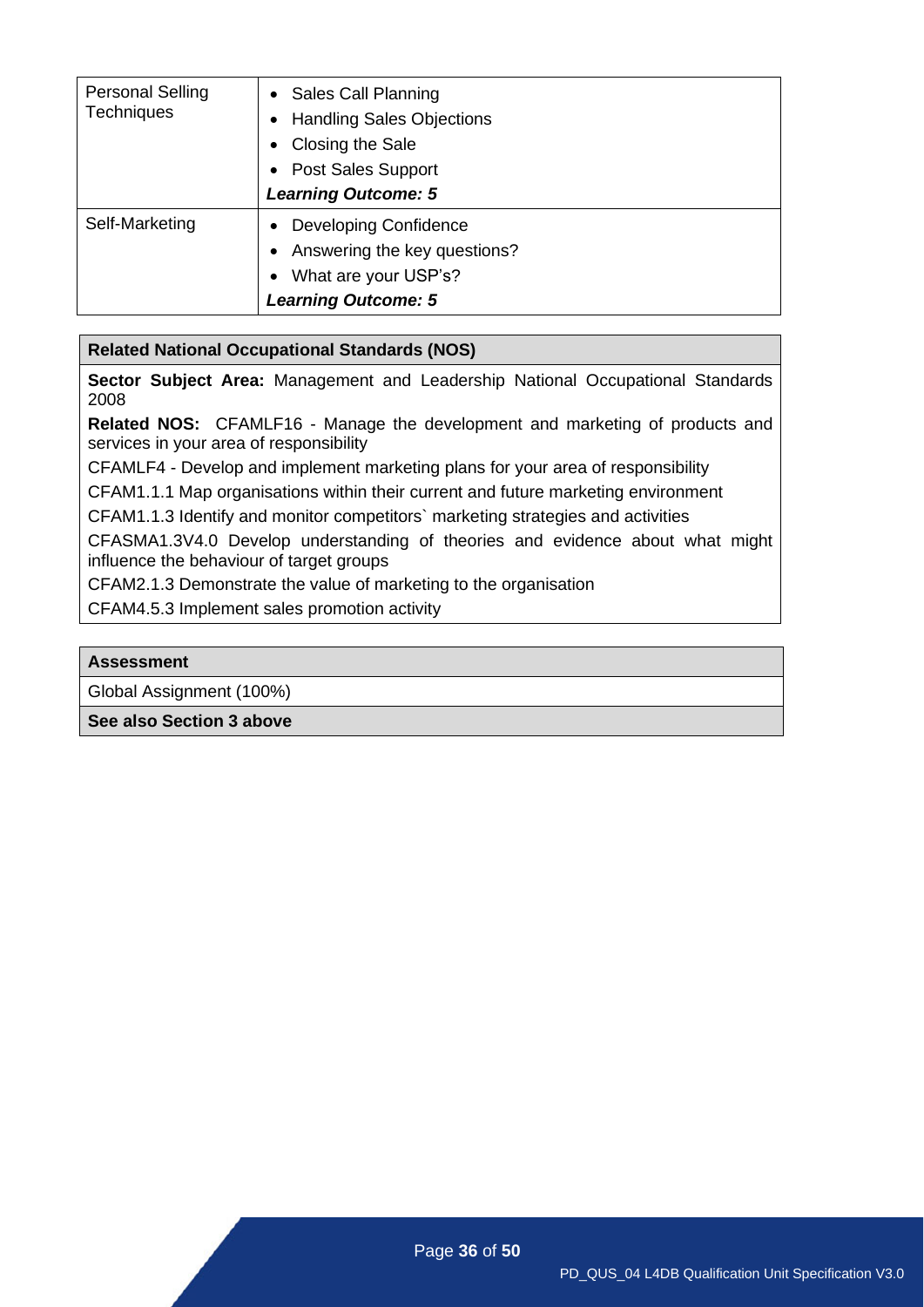| | |
|---|---|
| Personal Selling Techniques | • Sales Call Planning<br>• Handling Sales Objections<br>• Closing the Sale<br>• Post Sales Support<br>***Learning Outcome: 5*** |
| Self-Marketing | • Developing Confidence<br>• Answering the key questions?<br>• What are your USP's?<br>***Learning Outcome: 5*** |

| **Related National Occupational Standards (NOS)** |
|---|
| **Sector Subject Area:** Management and Leadership National Occupational Standards 2008 |
| **Related NOS:** CFAMLF16 - Manage the development and marketing of products and services in your area of responsibility |
| CFAMLF4 - Develop and implement marketing plans for your area of responsibility |
| CFAM1.1.1 Map organisations within their current and future marketing environment |
| CFAM1.1.3 Identify and monitor competitors` marketing strategies and activities |
| CFASMA1.3V4.0 Develop understanding of theories and evidence about what might influence the behaviour of target groups |
| CFAM2.1.3 Demonstrate the value of marketing to the organisation |
| CFAM4.5.3 Implement sales promotion activity |

| **Assessment** |
|---|
| Global Assignment (100%) |
| **See also Section 3 above** |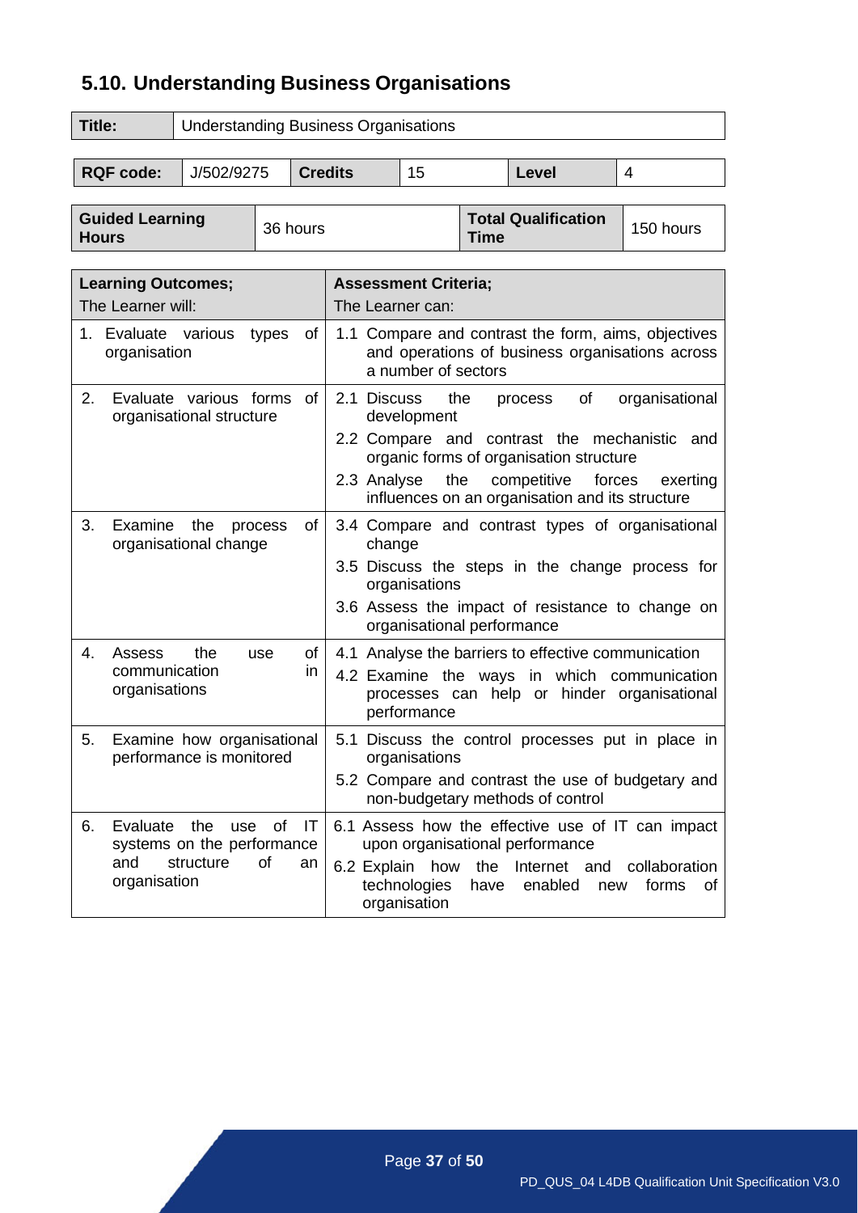## 5.10. Understanding Business Organisations

| Title: | Understanding Business Organisations |
|---|---|

| RQF code: | J/502/9275 | Credits | 15 | Level | 4 |
|---|---|---|---|---|---|

| Guided Learning Hours | 36 hours | Total Qualification Time | 150 hours |
|---|---|---|---|

| Learning Outcomes; The Learner will: | Assessment Criteria; The Learner can: |
|---|---|
| 1. Evaluate various types of organisation | 1.1 Compare and contrast the form, aims, objectives and operations of business organisations across a number of sectors |
| 2. Evaluate various forms of organisational structure | 2.1 Discuss the process of organisational development<br>2.2 Compare and contrast the mechanistic and organic forms of organisation structure<br>2.3 Analyse the competitive forces exerting influences on an organisation and its structure |
| 3. Examine the process of organisational change | 3.4 Compare and contrast types of organisational change<br>3.5 Discuss the steps in the change process for organisations<br>3.6 Assess the impact of resistance to change on organisational performance |
| 4. Assess the use of communication in organisations | 4.1 Analyse the barriers to effective communication<br>4.2 Examine the ways in which communication processes can help or hinder organisational performance |
| 5. Examine how organisational performance is monitored | 5.1 Discuss the control processes put in place in organisations<br>5.2 Compare and contrast the use of budgetary and non-budgetary methods of control |
| 6. Evaluate the use of IT systems on the performance and structure of an organisation | 6.1 Assess how the effective use of IT can impact upon organisational performance<br>6.2 Explain how the Internet and collaboration technologies have enabled new forms of organisation |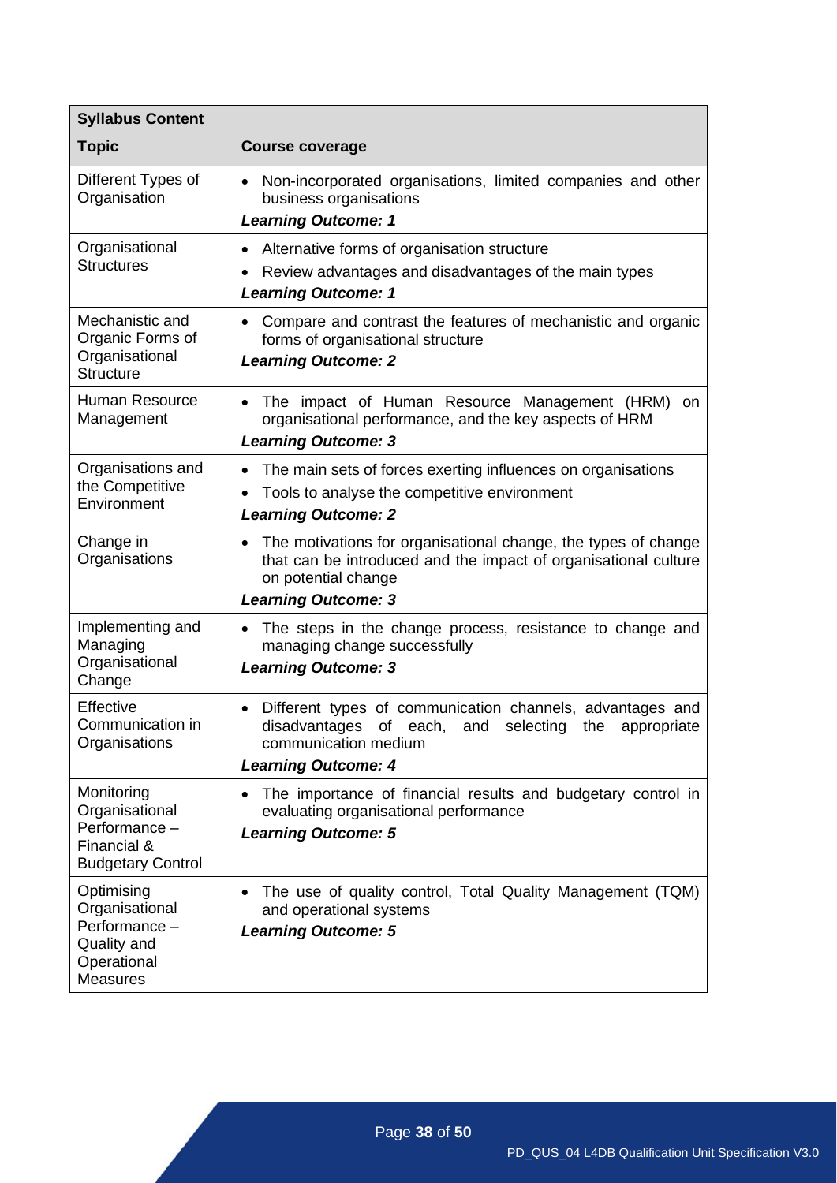| **Syllabus Content** | |
|---|---|
| **Topic** | **Course coverage** |
| Different Types of Organisation | • Non-incorporated organisations, limited companies and other business organisations<br>***Learning Outcome: 1*** |
| Organisational Structures | • Alternative forms of organisation structure<br>• Review advantages and disadvantages of the main types<br>***Learning Outcome: 1*** |
| Mechanistic and Organic Forms of Organisational Structure | • Compare and contrast the features of mechanistic and organic forms of organisational structure<br>***Learning Outcome: 2*** |
| Human Resource Management | • The impact of Human Resource Management (HRM) on organisational performance, and the key aspects of HRM<br>***Learning Outcome: 3*** |
| Organisations and the Competitive Environment | • The main sets of forces exerting influences on organisations<br>• Tools to analyse the competitive environment<br>***Learning Outcome: 2*** |
| Change in Organisations | • The motivations for organisational change, the types of change that can be introduced and the impact of organisational culture on potential change<br>***Learning Outcome: 3*** |
| Implementing and Managing Organisational Change | • The steps in the change process, resistance to change and managing change successfully<br>***Learning Outcome: 3*** |
| Effective Communication in Organisations | • Different types of communication channels, advantages and disadvantages of each, and selecting the appropriate communication medium<br>***Learning Outcome: 4*** |
| Monitoring Organisational Performance – Financial & Budgetary Control | • The importance of financial results and budgetary control in evaluating organisational performance<br>***Learning Outcome: 5*** |
| Optimising Organisational Performance – Quality and Operational Measures | • The use of quality control, Total Quality Management (TQM) and operational systems<br>***Learning Outcome: 5*** |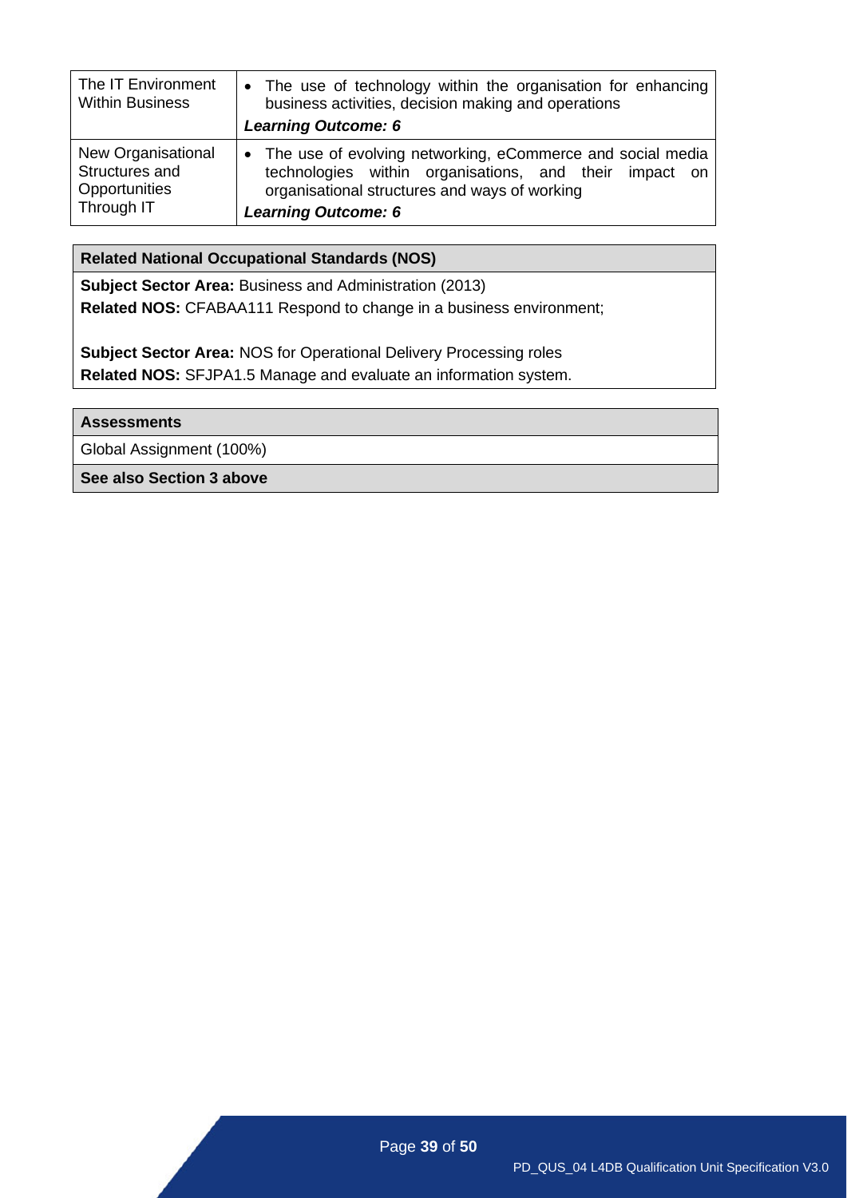| | |
|---|---|
| The IT Environment Within Business | • The use of technology within the organisation for enhancing business activities, decision making and operations<br>***Learning Outcome: 6*** |
| New Organisational Structures and Opportunities Through IT | • The use of evolving networking, eCommerce and social media technologies within organisations, and their impact on organisational structures and ways of working<br>***Learning Outcome: 6*** |

| **Related National Occupational Standards (NOS)** |
|---|
| **Subject Sector Area:** Business and Administration (2013)<br>**Related NOS:** CFABAA111 Respond to change in a business environment;<br><br>**Subject Sector Area:** NOS for Operational Delivery Processing roles<br>**Related NOS:** SFJPA1.5 Manage and evaluate an information system. |

| **Assessments** |
|---|
| Global Assignment (100%) |
| **See also Section 3 above** |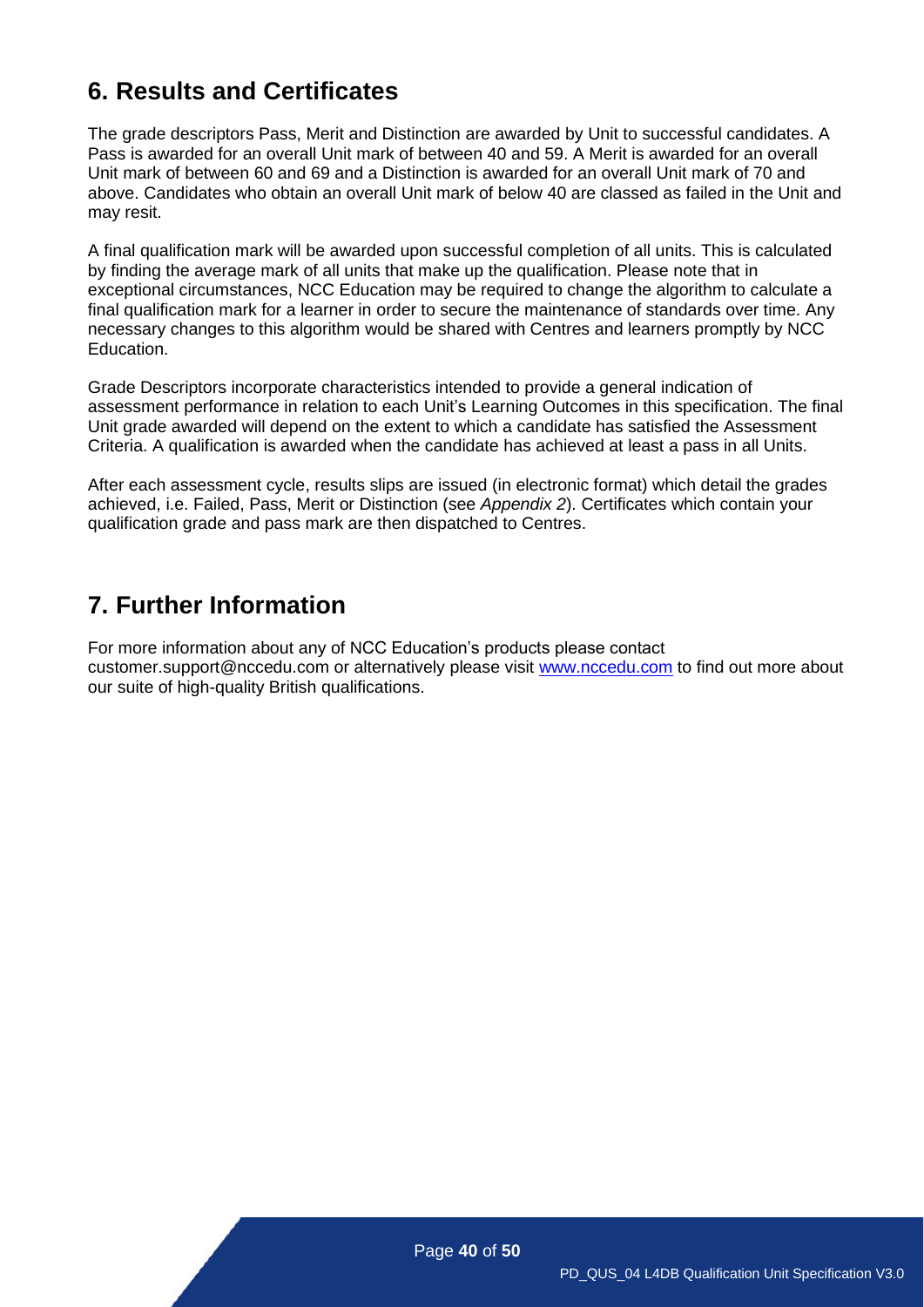## 6. Results and Certificates

The grade descriptors Pass, Merit and Distinction are awarded by Unit to successful candidates. A Pass is awarded for an overall Unit mark of between 40 and 59. A Merit is awarded for an overall Unit mark of between 60 and 69 and a Distinction is awarded for an overall Unit mark of 70 and above. Candidates who obtain an overall Unit mark of below 40 are classed as failed in the Unit and may resit.

A final qualification mark will be awarded upon successful completion of all units. This is calculated by finding the average mark of all units that make up the qualification. Please note that in exceptional circumstances, NCC Education may be required to change the algorithm to calculate a final qualification mark for a learner in order to secure the maintenance of standards over time. Any necessary changes to this algorithm would be shared with Centres and learners promptly by NCC Education.

Grade Descriptors incorporate characteristics intended to provide a general indication of assessment performance in relation to each Unit's Learning Outcomes in this specification. The final Unit grade awarded will depend on the extent to which a candidate has satisfied the Assessment Criteria. A qualification is awarded when the candidate has achieved at least a pass in all Units.

After each assessment cycle, results slips are issued (in electronic format) which detail the grades achieved, i.e. Failed, Pass, Merit or Distinction (see *Appendix 2*). Certificates which contain your qualification grade and pass mark are then dispatched to Centres.

## 7. Further Information

For more information about any of NCC Education's products please contact customer.support@nccedu.com or alternatively please visit www.nccedu.com to find out more about our suite of high-quality British qualifications.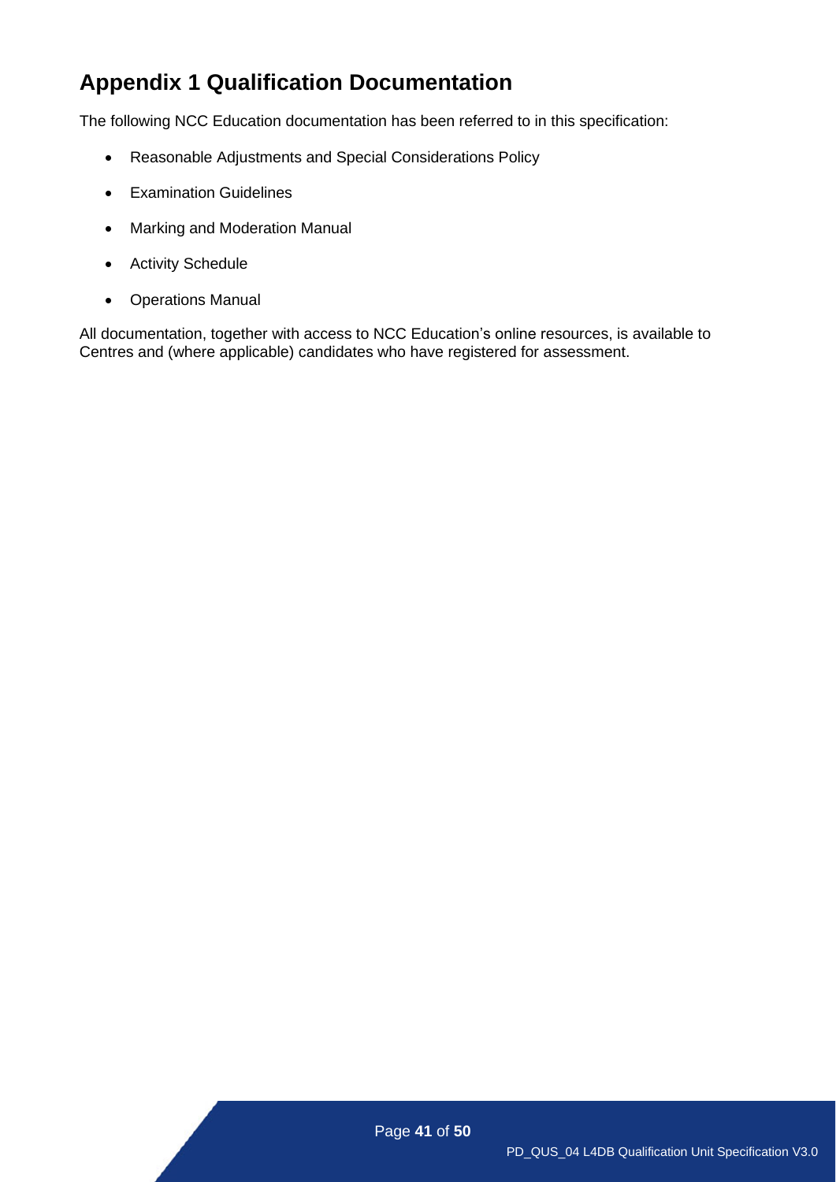# Appendix 1 Qualification Documentation

The following NCC Education documentation has been referred to in this specification:

- Reasonable Adjustments and Special Considerations Policy
- Examination Guidelines
- Marking and Moderation Manual
- Activity Schedule
- Operations Manual

All documentation, together with access to NCC Education's online resources, is available to Centres and (where applicable) candidates who have registered for assessment.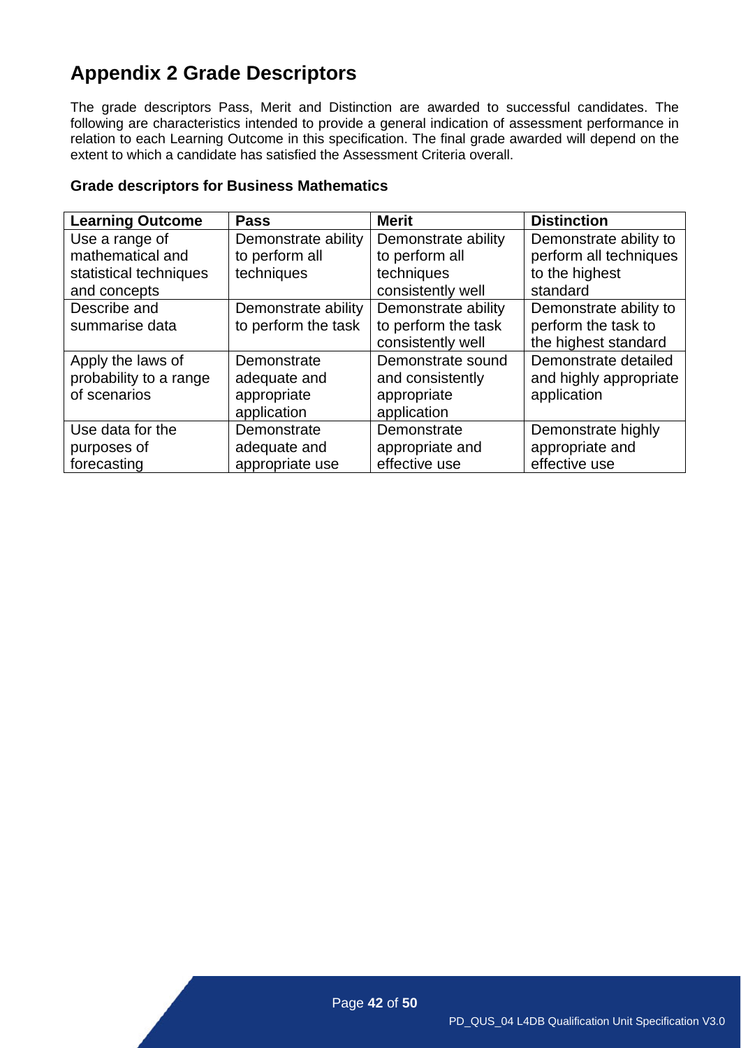# Appendix 2 Grade Descriptors

The grade descriptors Pass, Merit and Distinction are awarded to successful candidates. The following are characteristics intended to provide a general indication of assessment performance in relation to each Learning Outcome in this specification. The final grade awarded will depend on the extent to which a candidate has satisfied the Assessment Criteria overall.

**Grade descriptors for Business Mathematics**

| Learning Outcome | Pass | Merit | Distinction |
|---|---|---|---|
| Use a range of mathematical and statistical techniques and concepts | Demonstrate ability to perform all techniques | Demonstrate ability to perform all techniques consistently well | Demonstrate ability to perform all techniques to the highest standard |
| Describe and summarise data | Demonstrate ability to perform the task | Demonstrate ability to perform the task consistently well | Demonstrate ability to perform the task to the highest standard |
| Apply the laws of probability to a range of scenarios | Demonstrate adequate and appropriate application | Demonstrate sound and consistently appropriate application | Demonstrate detailed and highly appropriate application |
| Use data for the purposes of forecasting | Demonstrate adequate and appropriate use | Demonstrate appropriate and effective use | Demonstrate highly appropriate and effective use |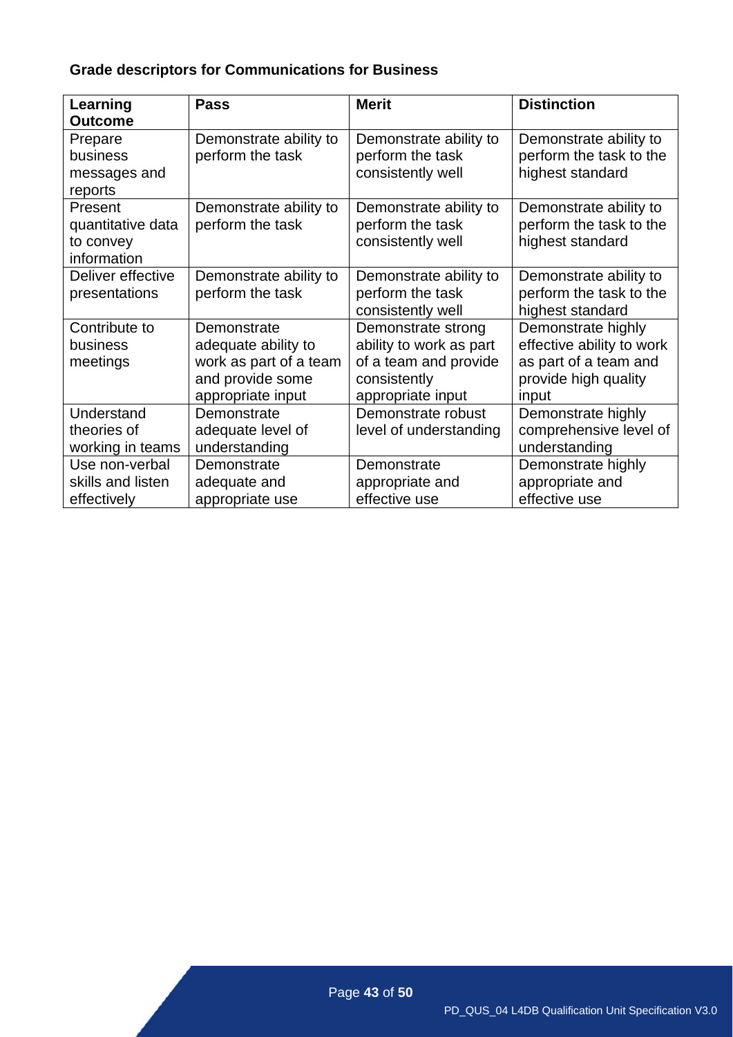**Grade descriptors for Communications for Business**

| Learning Outcome | Pass | Merit | Distinction |
|---|---|---|---|
| Prepare business messages and reports | Demonstrate ability to perform the task | Demonstrate ability to perform the task consistently well | Demonstrate ability to perform the task to the highest standard |
| Present quantitative data to convey information | Demonstrate ability to perform the task | Demonstrate ability to perform the task consistently well | Demonstrate ability to perform the task to the highest standard |
| Deliver effective presentations | Demonstrate ability to perform the task | Demonstrate ability to perform the task consistently well | Demonstrate ability to perform the task to the highest standard |
| Contribute to business meetings | Demonstrate adequate ability to work as part of a team and provide some appropriate input | Demonstrate strong ability to work as part of a team and provide consistently appropriate input | Demonstrate highly effective ability to work as part of a team and provide high quality input |
| Understand theories of working in teams | Demonstrate adequate level of understanding | Demonstrate robust level of understanding | Demonstrate highly comprehensive level of understanding |
| Use non-verbal skills and listen effectively | Demonstrate adequate and appropriate use | Demonstrate appropriate and effective use | Demonstrate highly appropriate and effective use |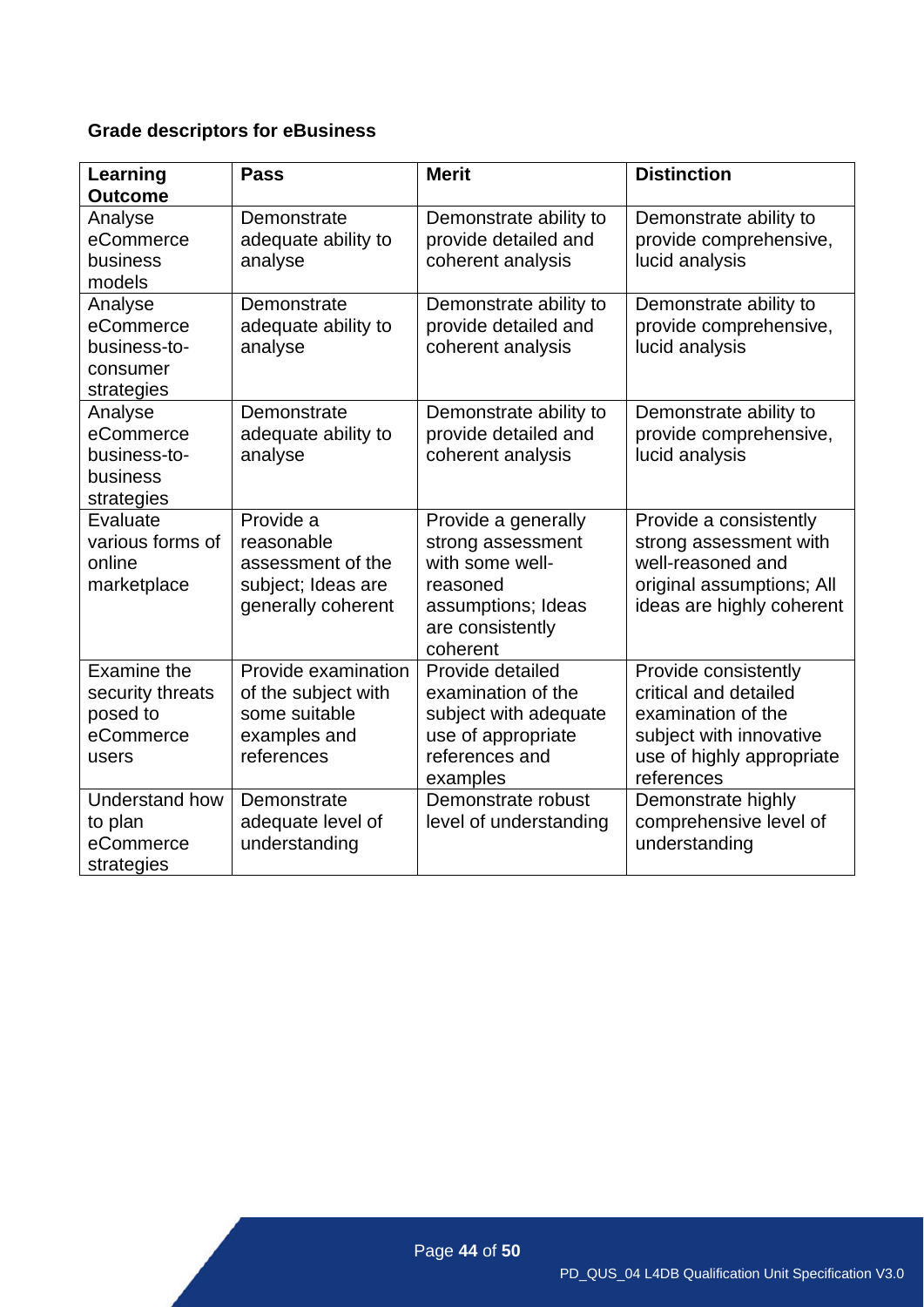### Grade descriptors for eBusiness

| Learning Outcome | Pass | Merit | Distinction |
|---|---|---|---|
| Analyse eCommerce business models | Demonstrate adequate ability to analyse | Demonstrate ability to provide detailed and coherent analysis | Demonstrate ability to provide comprehensive, lucid analysis |
| Analyse eCommerce business-to-consumer strategies | Demonstrate adequate ability to analyse | Demonstrate ability to provide detailed and coherent analysis | Demonstrate ability to provide comprehensive, lucid analysis |
| Analyse eCommerce business-to-business strategies | Demonstrate adequate ability to analyse | Demonstrate ability to provide detailed and coherent analysis | Demonstrate ability to provide comprehensive, lucid analysis |
| Evaluate various forms of online marketplace | Provide a reasonable assessment of the subject; Ideas are generally coherent | Provide a generally strong assessment with some well-reasoned assumptions; Ideas are consistently coherent | Provide a consistently strong assessment with well-reasoned and original assumptions; All ideas are highly coherent |
| Examine the security threats posed to eCommerce users | Provide examination of the subject with some suitable examples and references | Provide detailed examination of the subject with adequate use of appropriate references and examples | Provide consistently critical and detailed examination of the subject with innovative use of highly appropriate references |
| Understand how to plan eCommerce strategies | Demonstrate adequate level of understanding | Demonstrate robust level of understanding | Demonstrate highly comprehensive level of understanding |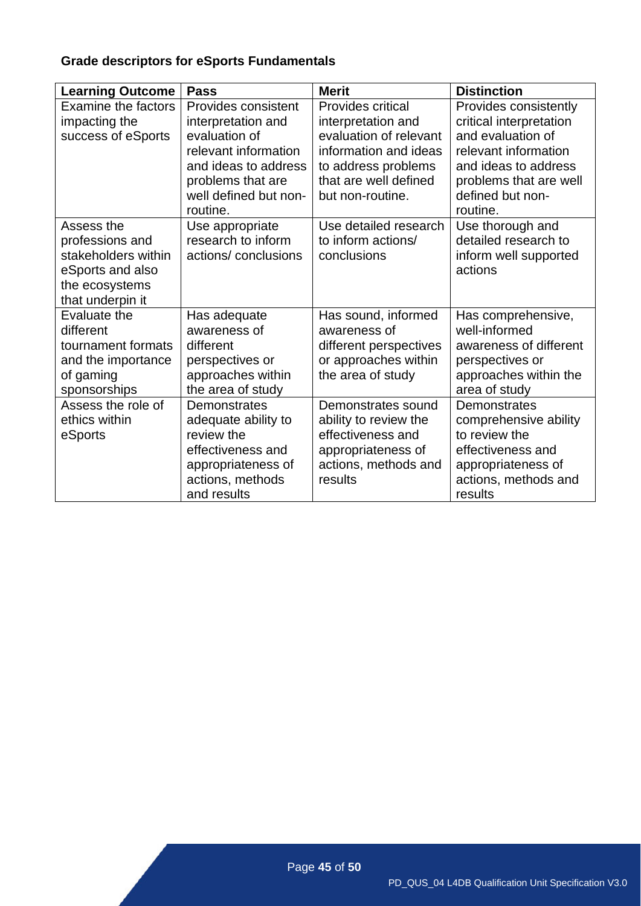**Grade descriptors for eSports Fundamentals**

| Learning Outcome | Pass | Merit | Distinction |
|---|---|---|---|
| Examine the factors impacting the success of eSports | Provides consistent interpretation and evaluation of relevant information and ideas to address problems that are well defined but non-routine. | Provides critical interpretation and evaluation of relevant information and ideas to address problems that are well defined but non-routine. | Provides consistently critical interpretation and evaluation of relevant information and ideas to address problems that are well defined but non-routine. |
| Assess the professions and stakeholders within eSports and also the ecosystems that underpin it | Use appropriate research to inform actions/ conclusions | Use detailed research to inform actions/ conclusions | Use thorough and detailed research to inform well supported actions |
| Evaluate the different tournament formats and the importance of gaming sponsorships | Has adequate awareness of different perspectives or approaches within the area of study | Has sound, informed awareness of different perspectives or approaches within the area of study | Has comprehensive, well-informed awareness of different perspectives or approaches within the area of study |
| Assess the role of ethics within eSports | Demonstrates adequate ability to review the effectiveness and appropriateness of actions, methods and results | Demonstrates sound ability to review the effectiveness and appropriateness of actions, methods and results | Demonstrates comprehensive ability to review the effectiveness and appropriateness of actions, methods and results |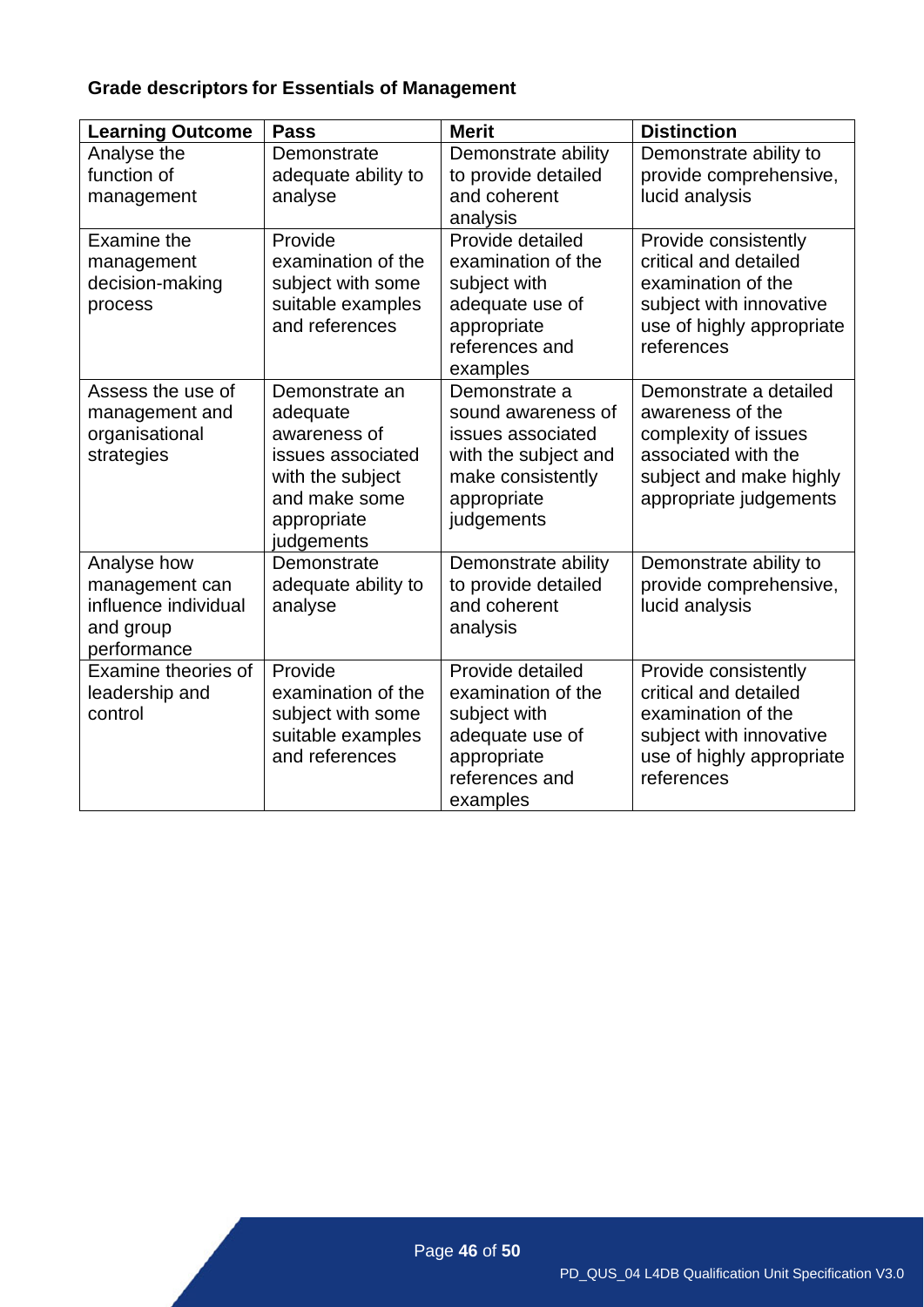**Grade descriptors for Essentials of Management**

| Learning Outcome | Pass | Merit | Distinction |
|---|---|---|---|
| Analyse the function of management | Demonstrate adequate ability to analyse | Demonstrate ability to provide detailed and coherent analysis | Demonstrate ability to provide comprehensive, lucid analysis |
| Examine the management decision-making process | Provide examination of the subject with some suitable examples and references | Provide detailed examination of the subject with adequate use of appropriate references and examples | Provide consistently critical and detailed examination of the subject with innovative use of highly appropriate references |
| Assess the use of management and organisational strategies | Demonstrate an adequate awareness of issues associated with the subject and make some appropriate judgements | Demonstrate a sound awareness of issues associated with the subject and make consistently appropriate judgements | Demonstrate a detailed awareness of the complexity of issues associated with the subject and make highly appropriate judgements |
| Analyse how management can influence individual and group performance | Demonstrate adequate ability to analyse | Demonstrate ability to provide detailed and coherent analysis | Demonstrate ability to provide comprehensive, lucid analysis |
| Examine theories of leadership and control | Provide examination of the subject with some suitable examples and references | Provide detailed examination of the subject with adequate use of appropriate references and examples | Provide consistently critical and detailed examination of the subject with innovative use of highly appropriate references |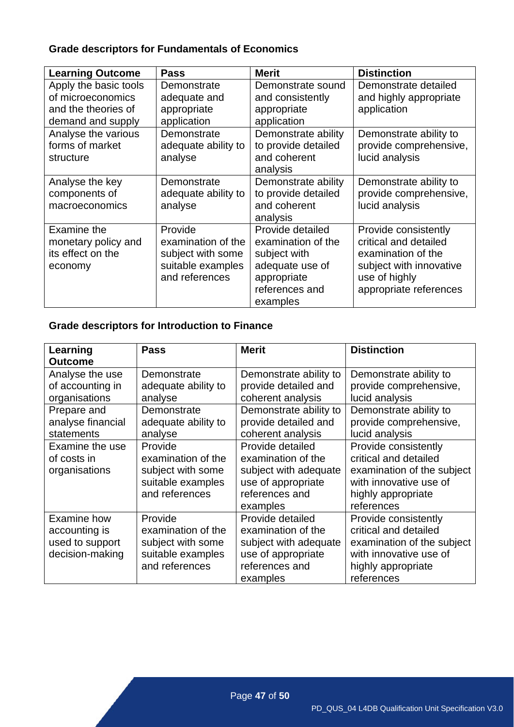### Grade descriptors for Fundamentals of Economics

| Learning Outcome | Pass | Merit | Distinction |
|---|---|---|---|
| Apply the basic tools of microeconomics and the theories of demand and supply | Demonstrate adequate and appropriate application | Demonstrate sound and consistently appropriate application | Demonstrate detailed and highly appropriate application |
| Analyse the various forms of market structure | Demonstrate adequate ability to analyse | Demonstrate ability to provide detailed and coherent analysis | Demonstrate ability to provide comprehensive, lucid analysis |
| Analyse the key components of macroeconomics | Demonstrate adequate ability to analyse | Demonstrate ability to provide detailed and coherent analysis | Demonstrate ability to provide comprehensive, lucid analysis |
| Examine the monetary policy and its effect on the economy | Provide examination of the subject with some suitable examples and references | Provide detailed examination of the subject with adequate use of appropriate references and examples | Provide consistently critical and detailed examination of the subject with innovative use of highly appropriate references |

### Grade descriptors for Introduction to Finance

| Learning Outcome | Pass | Merit | Distinction |
|---|---|---|---|
| Analyse the use of accounting in organisations | Demonstrate adequate ability to analyse | Demonstrate ability to provide detailed and coherent analysis | Demonstrate ability to provide comprehensive, lucid analysis |
| Prepare and analyse financial statements | Demonstrate adequate ability to analyse | Demonstrate ability to provide detailed and coherent analysis | Demonstrate ability to provide comprehensive, lucid analysis |
| Examine the use of costs in organisations | Provide examination of the subject with some suitable examples and references | Provide detailed examination of the subject with adequate use of appropriate references and examples | Provide consistently critical and detailed examination of the subject with innovative use of highly appropriate references |
| Examine how accounting is used to support decision-making | Provide examination of the subject with some suitable examples and references | Provide detailed examination of the subject with adequate use of appropriate references and examples | Provide consistently critical and detailed examination of the subject with innovative use of highly appropriate references |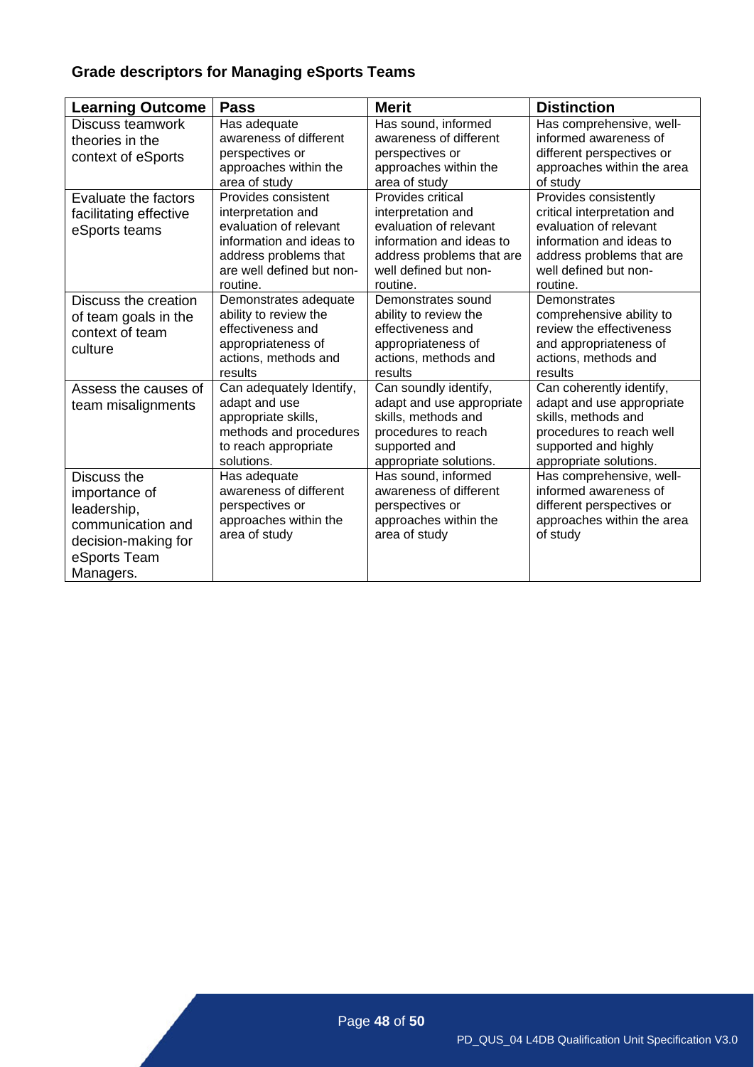## Grade descriptors for Managing eSports Teams

| Learning Outcome | Pass | Merit | Distinction |
| --- | --- | --- | --- |
| Discuss teamwork theories in the context of eSports | Has adequate awareness of different perspectives or approaches within the area of study | Has sound, informed awareness of different perspectives or approaches within the area of study | Has comprehensive, well-informed awareness of different perspectives or approaches within the area of study |
| Evaluate the factors facilitating effective eSports teams | Provides consistent interpretation and evaluation of relevant information and ideas to address problems that are well defined but non-routine. | Provides critical interpretation and evaluation of relevant information and ideas to address problems that are well defined but non-routine. | Provides consistently critical interpretation and evaluation of relevant information and ideas to address problems that are well defined but non-routine. |
| Discuss the creation of team goals in the context of team culture | Demonstrates adequate ability to review the effectiveness and appropriateness of actions, methods and results | Demonstrates sound ability to review the effectiveness and appropriateness of actions, methods and results | Demonstrates comprehensive ability to review the effectiveness and appropriateness of actions, methods and results |
| Assess the causes of team misalignments | Can adequately Identify, adapt and use appropriate skills, methods and procedures to reach appropriate solutions. | Can soundly identify, adapt and use appropriate skills, methods and procedures to reach supported and appropriate solutions. | Can coherently identify, adapt and use appropriate skills, methods and procedures to reach well supported and highly appropriate solutions. |
| Discuss the importance of leadership, communication and decision-making for eSports Team Managers. | Has adequate awareness of different perspectives or approaches within the area of study | Has sound, informed awareness of different perspectives or approaches within the area of study | Has comprehensive, well-informed awareness of different perspectives or approaches within the area of study |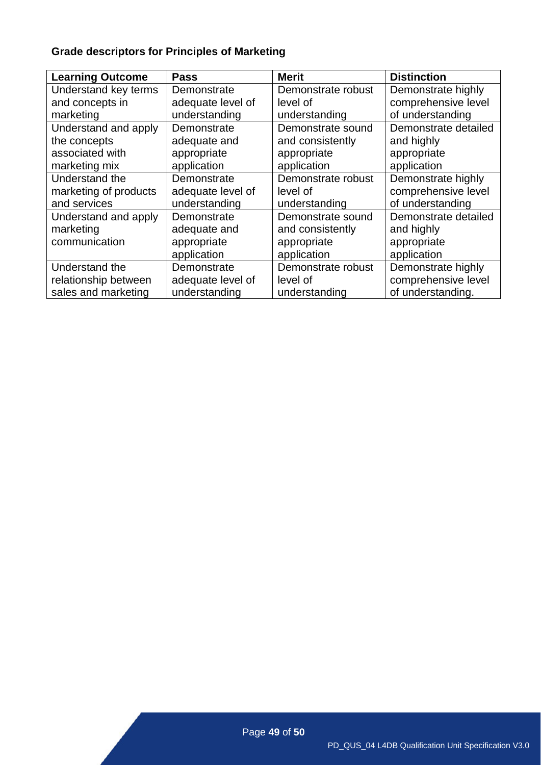**Grade descriptors for Principles of Marketing**

| Learning Outcome | Pass | Merit | Distinction |
|---|---|---|---|
| Understand key terms and concepts in marketing | Demonstrate adequate level of understanding | Demonstrate robust level of understanding | Demonstrate highly comprehensive level of understanding |
| Understand and apply the concepts associated with marketing mix | Demonstrate adequate and appropriate application | Demonstrate sound and consistently appropriate application | Demonstrate detailed and highly appropriate application |
| Understand the marketing of products and services | Demonstrate adequate level of understanding | Demonstrate robust level of understanding | Demonstrate highly comprehensive level of understanding |
| Understand and apply marketing communication | Demonstrate adequate and appropriate application | Demonstrate sound and consistently appropriate application | Demonstrate detailed and highly appropriate application |
| Understand the relationship between sales and marketing | Demonstrate adequate level of understanding | Demonstrate robust level of understanding | Demonstrate highly comprehensive level of understanding. |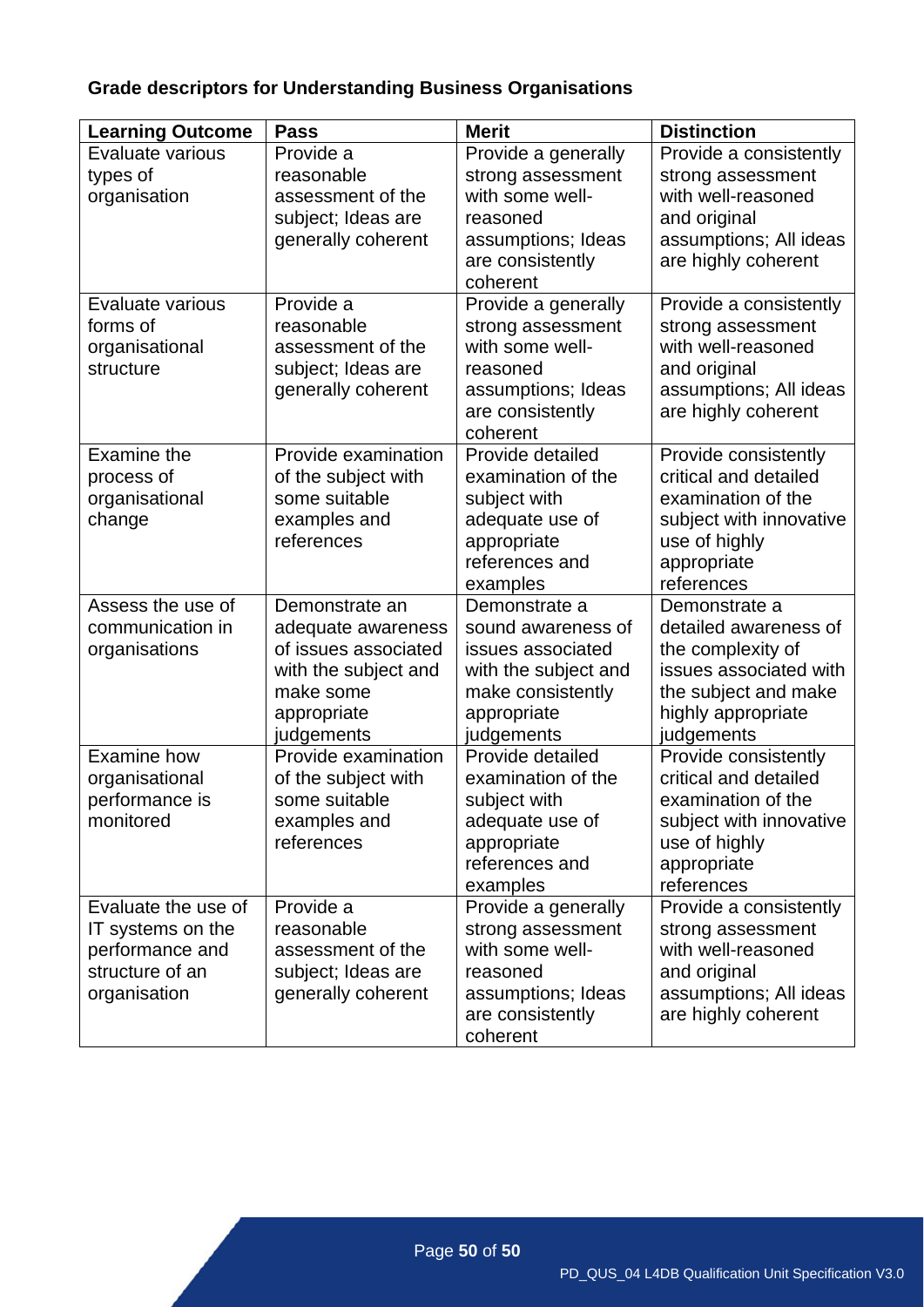**Grade descriptors for Understanding Business Organisations**

| Learning Outcome | Pass | Merit | Distinction |
|---|---|---|---|
| Evaluate various types of organisation | Provide a reasonable assessment of the subject; Ideas are generally coherent | Provide a generally strong assessment with some well-reasoned assumptions; Ideas are consistently coherent | Provide a consistently strong assessment with well-reasoned and original assumptions; All ideas are highly coherent |
| Evaluate various forms of organisational structure | Provide a reasonable assessment of the subject; Ideas are generally coherent | Provide a generally strong assessment with some well-reasoned assumptions; Ideas are consistently coherent | Provide a consistently strong assessment with well-reasoned and original assumptions; All ideas are highly coherent |
| Examine the process of organisational change | Provide examination of the subject with some suitable examples and references | Provide detailed examination of the subject with adequate use of appropriate references and examples | Provide consistently critical and detailed examination of the subject with innovative use of highly appropriate references |
| Assess the use of communication in organisations | Demonstrate an adequate awareness of issues associated with the subject and make some appropriate judgements | Demonstrate a sound awareness of issues associated with the subject and make consistently appropriate judgements | Demonstrate a detailed awareness of the complexity of issues associated with the subject and make highly appropriate judgements |
| Examine how organisational performance is monitored | Provide examination of the subject with some suitable examples and references | Provide detailed examination of the subject with adequate use of appropriate references and examples | Provide consistently critical and detailed examination of the subject with innovative use of highly appropriate references |
| Evaluate the use of IT systems on the performance and structure of an organisation | Provide a reasonable assessment of the subject; Ideas are generally coherent | Provide a generally strong assessment with some well-reasoned assumptions; Ideas are consistently coherent | Provide a consistently strong assessment with well-reasoned and original assumptions; All ideas are highly coherent |